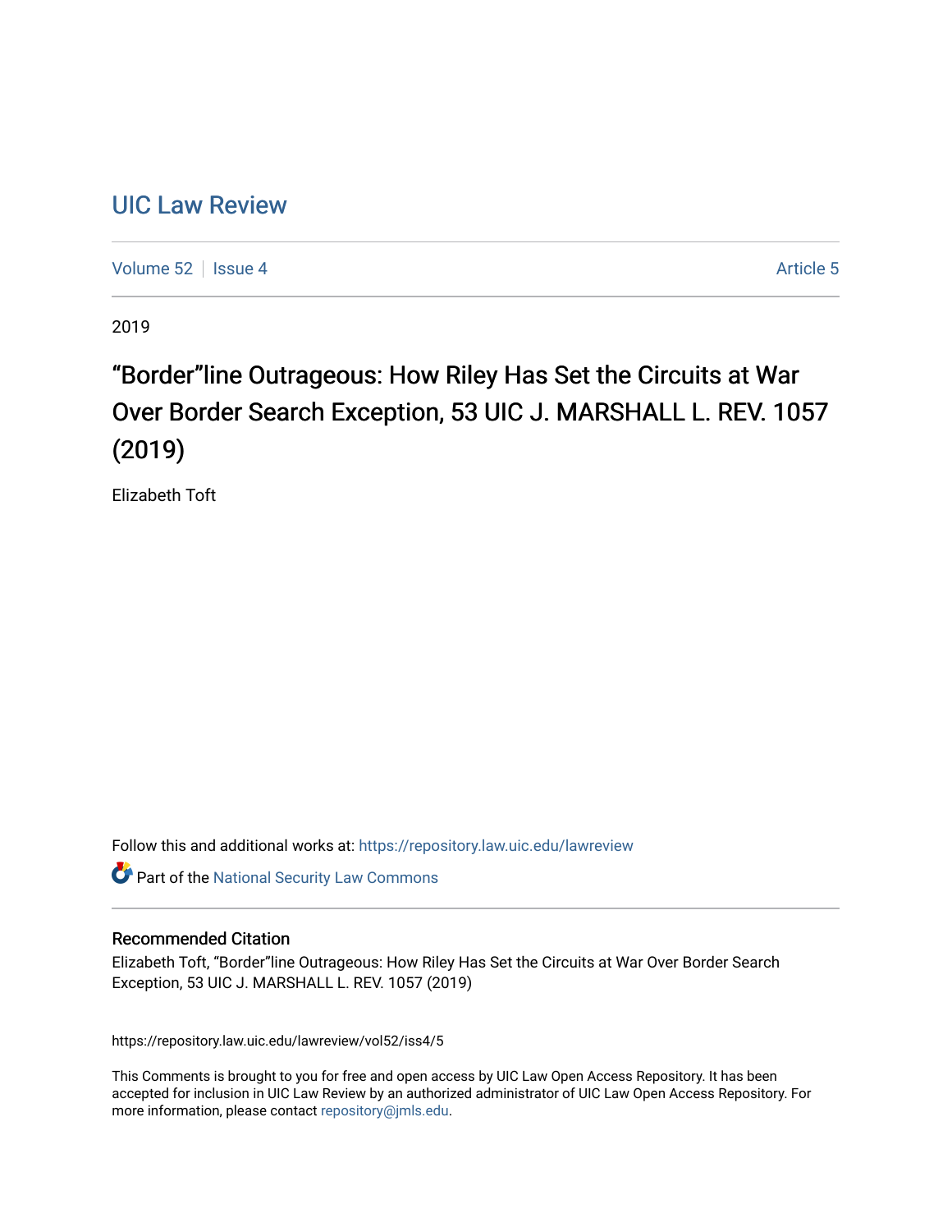# UIC Law Review

Volume 52 | Issue 4 Article 5

2019

## "Border"line Outrageous: How Riley Has Set the Circuits at War Over Border Search Exception, 53 UIC J. MARSHALL L. REV. 1057 (2019)

Elizabeth Toft

Follow this and additional works at: https://repository.law.uic.edu/lawreview

Part of the National Security Law Commons

### Recommended Citation

Elizabeth Toft, "Border"line Outrageous: How Riley Has Set the Circuits at War Over Border Search Exception, 53 UIC J. MARSHALL L. REV. 1057 (2019)

https://repository.law.uic.edu/lawreview/vol52/iss4/5

This Comments is brought to you for free and open access by UIC Law Open Access Repository. It has been accepted for inclusion in UIC Law Review by an authorized administrator of UIC Law Open Access Repository. For more information, please contact repository@jmls.edu.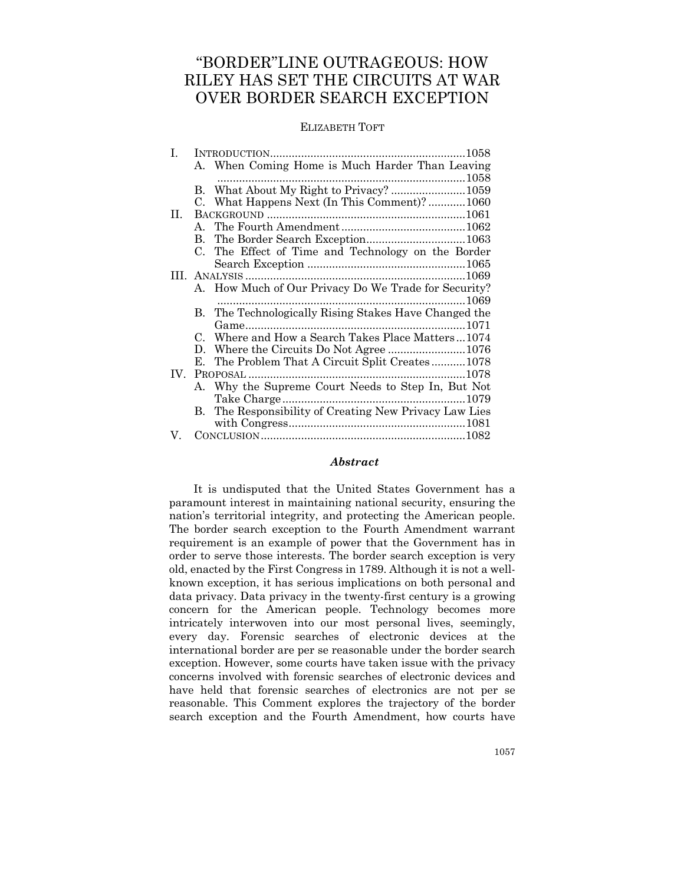# "BORDER"LINE OUTRAGEOUS: HOW RILEY HAS SET THE CIRCUITS AT WAR OVER BORDER SEARCH EXCEPTION

ELIZABETH TOFT

| | | |
|---|---|---|
| I. | INTRODUCTION | 1058 |
| | A. When Coming Home is Much Harder Than Leaving | 1058 |
| | B. What About My Right to Privacy? | 1059 |
| | C. What Happens Next (In This Comment)? | 1060 |
| II. | BACKGROUND | 1061 |
| | A. The Fourth Amendment | 1062 |
| | B. The Border Search Exception | 1063 |
| | C. The Effect of Time and Technology on the Border Search Exception | 1065 |
| III. | ANALYSIS | 1069 |
| | A. How Much of Our Privacy Do We Trade for Security? | 1069 |
| | B. The Technologically Rising Stakes Have Changed the Game | 1071 |
| | C. Where and How a Search Takes Place Matters | 1074 |
| | D. Where the Circuits Do Not Agree | 1076 |
| | E. The Problem That A Circuit Split Creates | 1078 |
| IV. | PROPOSAL | 1078 |
| | A. Why the Supreme Court Needs to Step In, But Not Take Charge | 1079 |
| | B. The Responsibility of Creating New Privacy Law Lies with Congress | 1081 |
| V. | CONCLUSION | 1082 |

### *Abstract*

It is undisputed that the United States Government has a paramount interest in maintaining national security, ensuring the nation's territorial integrity, and protecting the American people. The border search exception to the Fourth Amendment warrant requirement is an example of power that the Government has in order to serve those interests. The border search exception is very old, enacted by the First Congress in 1789. Although it is not a well-known exception, it has serious implications on both personal and data privacy. Data privacy in the twenty-first century is a growing concern for the American people. Technology becomes more intricately interwoven into our most personal lives, seemingly, every day. Forensic searches of electronic devices at the international border are per se reasonable under the border search exception. However, some courts have taken issue with the privacy concerns involved with forensic searches of electronic devices and have held that forensic searches of electronics are not per se reasonable. This Comment explores the trajectory of the border search exception and the Fourth Amendment, how courts have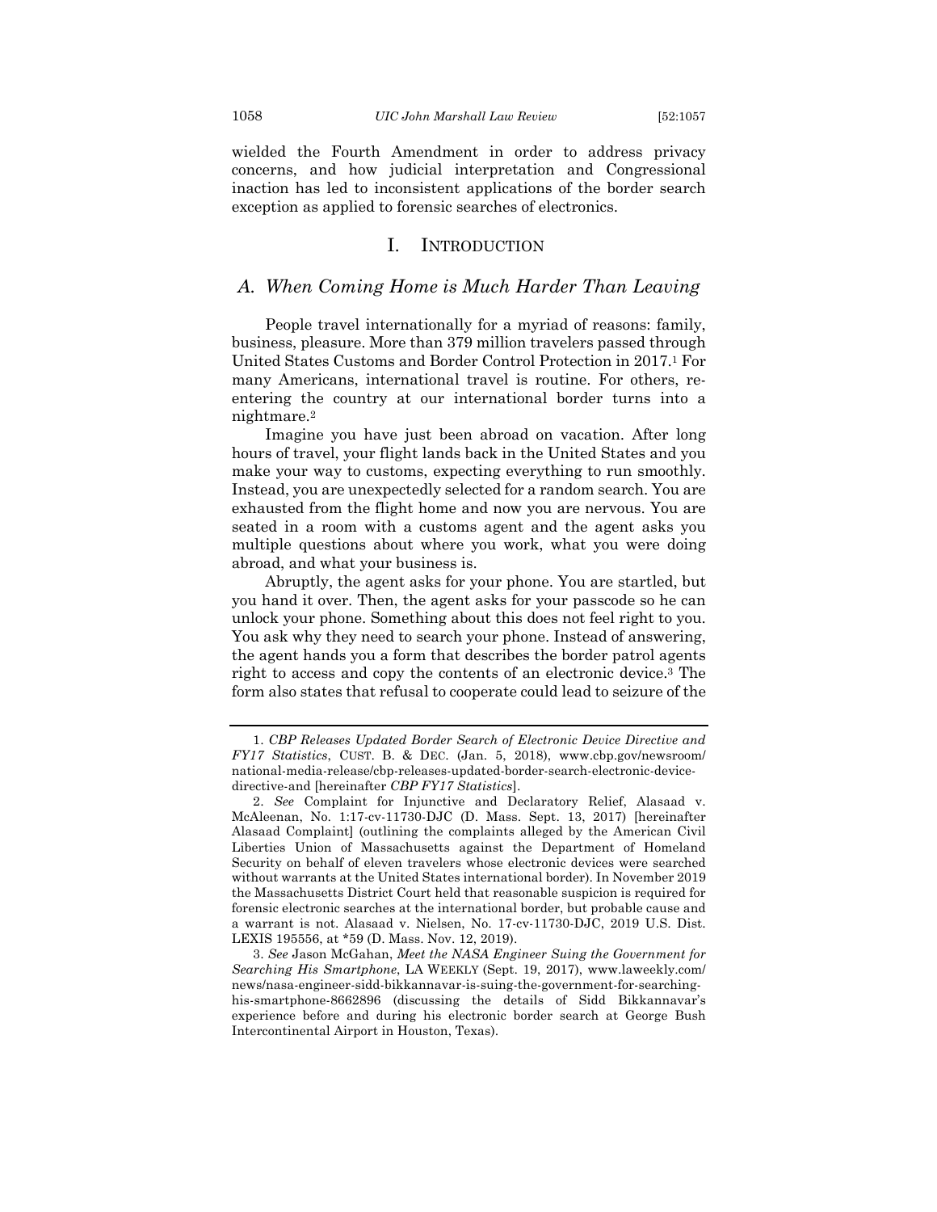wielded the Fourth Amendment in order to address privacy concerns, and how judicial interpretation and Congressional inaction has led to inconsistent applications of the border search exception as applied to forensic searches of electronics.

# I. INTRODUCTION

## *A. When Coming Home is Much Harder Than Leaving*

People travel internationally for a myriad of reasons: family, business, pleasure. More than 379 million travelers passed through United States Customs and Border Control Protection in 2017.[1] For many Americans, international travel is routine. For others, re-entering the country at our international border turns into a nightmare.[2]

Imagine you have just been abroad on vacation. After long hours of travel, your flight lands back in the United States and you make your way to customs, expecting everything to run smoothly. Instead, you are unexpectedly selected for a random search. You are exhausted from the flight home and now you are nervous. You are seated in a room with a customs agent and the agent asks you multiple questions about where you work, what you were doing abroad, and what your business is.

Abruptly, the agent asks for your phone. You are startled, but you hand it over. Then, the agent asks for your passcode so he can unlock your phone. Something about this does not feel right to you. You ask why they need to search your phone. Instead of answering, the agent hands you a form that describes the border patrol agents right to access and copy the contents of an electronic device.[3] The form also states that refusal to cooperate could lead to seizure of the

---

1. *CBP Releases Updated Border Search of Electronic Device Directive and FY17 Statistics*, CUST. B. & DEC. (Jan. 5, 2018), www.cbp.gov/newsroom/national-media-release/cbp-releases-updated-border-search-electronic-device-directive-and [hereinafter *CBP FY17 Statistics*].

2. *See* Complaint for Injunctive and Declaratory Relief, Alasaad v. McAleenan, No. 1:17-cv-11730-DJC (D. Mass. Sept. 13, 2017) [hereinafter Alasaad Complaint] (outlining the complaints alleged by the American Civil Liberties Union of Massachusetts against the Department of Homeland Security on behalf of eleven travelers whose electronic devices were searched without warrants at the United States international border). In November 2019 the Massachusetts District Court held that reasonable suspicion is required for forensic electronic searches at the international border, but probable cause and a warrant is not. Alasaad v. Nielsen, No. 17-cv-11730-DJC, 2019 U.S. Dist. LEXIS 195556, at *59 (D. Mass. Nov. 12, 2019).

3. *See* Jason McGahan, *Meet the NASA Engineer Suing the Government for Searching His Smartphone*, LA WEEKLY (Sept. 19, 2017), www.laweekly.com/news/nasa-engineer-sidd-bikkannavar-is-suing-the-government-for-searching-his-smartphone-8662896 (discussing the details of Sidd Bikkannavar's experience before and during his electronic border search at George Bush Intercontinental Airport in Houston, Texas).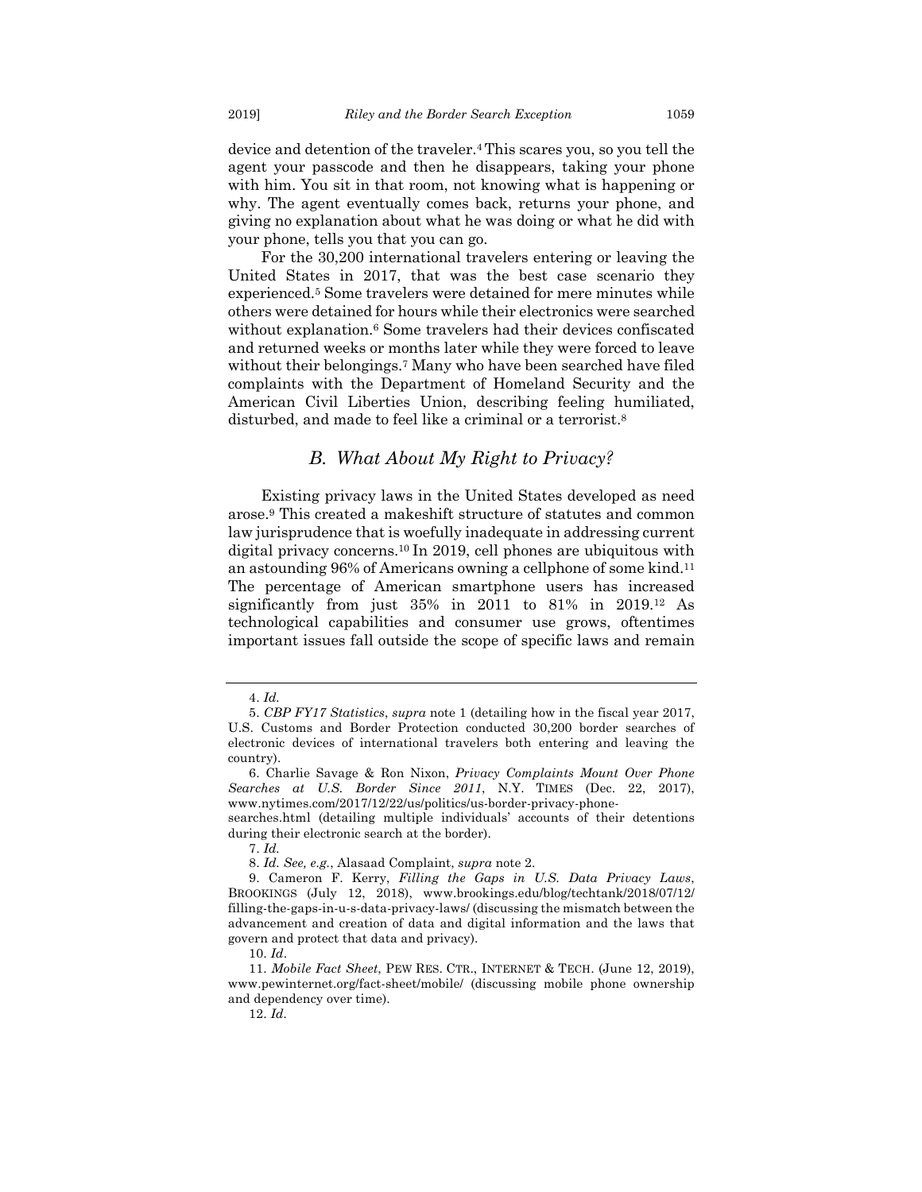device and detention of the traveler.[4] This scares you, so you tell the agent your passcode and then he disappears, taking your phone with him. You sit in that room, not knowing what is happening or why. The agent eventually comes back, returns your phone, and giving no explanation about what he was doing or what he did with your phone, tells you that you can go.

For the 30,200 international travelers entering or leaving the United States in 2017, that was the best case scenario they experienced.[5] Some travelers were detained for mere minutes while others were detained for hours while their electronics were searched without explanation.[6] Some travelers had their devices confiscated and returned weeks or months later while they were forced to leave without their belongings.[7] Many who have been searched have filed complaints with the Department of Homeland Security and the American Civil Liberties Union, describing feeling humiliated, disturbed, and made to feel like a criminal or a terrorist.[8]

### *B. What About My Right to Privacy?*

Existing privacy laws in the United States developed as need arose.[9] This created a makeshift structure of statutes and common law jurisprudence that is woefully inadequate in addressing current digital privacy concerns.[10] In 2019, cell phones are ubiquitous with an astounding 96% of Americans owning a cellphone of some kind.[11] The percentage of American smartphone users has increased significantly from just 35% in 2011 to 81% in 2019.[12] As technological capabilities and consumer use grows, oftentimes important issues fall outside the scope of specific laws and remain

---

4. *Id.*

5. *CBP FY17 Statistics*, *supra* note 1 (detailing how in the fiscal year 2017, U.S. Customs and Border Protection conducted 30,200 border searches of electronic devices of international travelers both entering and leaving the country).

6. Charlie Savage & Ron Nixon, *Privacy Complaints Mount Over Phone Searches at U.S. Border Since 2011*, N.Y. TIMES (Dec. 22, 2017), www.nytimes.com/2017/12/22/us/politics/us-border-privacy-phone-searches.html (detailing multiple individuals' accounts of their detentions during their electronic search at the border).

7. *Id.*

8. *Id. See, e.g.*, Alasaad Complaint, *supra* note 2.

9. Cameron F. Kerry, *Filling the Gaps in U.S. Data Privacy Laws*, BROOKINGS (July 12, 2018), www.brookings.edu/blog/techtank/2018/07/12/filling-the-gaps-in-u-s-data-privacy-laws/ (discussing the mismatch between the advancement and creation of data and digital information and the laws that govern and protect that data and privacy).

10. *Id*.

11. *Mobile Fact Sheet*, PEW RES. CTR., INTERNET & TECH. (June 12, 2019), www.pewinternet.org/fact-sheet/mobile/ (discussing mobile phone ownership and dependency over time).

12. *Id*.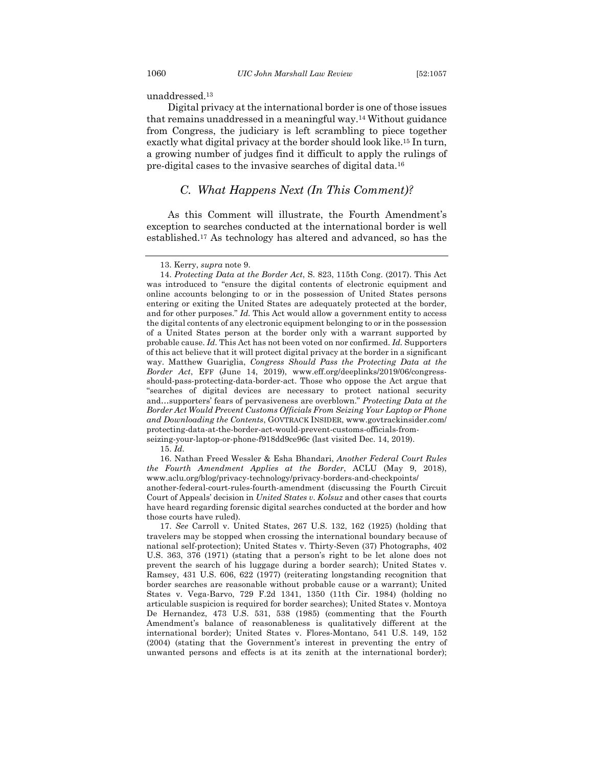unaddressed.[13]

Digital privacy at the international border is one of those issues that remains unaddressed in a meaningful way.[14] Without guidance from Congress, the judiciary is left scrambling to piece together exactly what digital privacy at the border should look like.[15] In turn, a growing number of judges find it difficult to apply the rulings of pre-digital cases to the invasive searches of digital data.[16]

### C. What Happens Next (In This Comment)?

As this Comment will illustrate, the Fourth Amendment's exception to searches conducted at the international border is well established.[17] As technology has altered and advanced, so has the

---

13. Kerry, *supra* note 9.

14. *Protecting Data at the Border Act*, S. 823, 115th Cong. (2017). This Act was introduced to "ensure the digital contents of electronic equipment and online accounts belonging to or in the possession of United States persons entering or exiting the United States are adequately protected at the border, and for other purposes." *Id.* This Act would allow a government entity to access the digital contents of any electronic equipment belonging to or in the possession of a United States person at the border only with a warrant supported by probable cause. *Id.* This Act has not been voted on nor confirmed. *Id.* Supporters of this act believe that it will protect digital privacy at the border in a significant way. Matthew Guariglia, *Congress Should Pass the Protecting Data at the Border Act*, EFF (June 14, 2019), www.eff.org/deeplinks/2019/06/congress-should-pass-protecting-data-border-act. Those who oppose the Act argue that "searches of digital devices are necessary to protect national security and…supporters' fears of pervasiveness are overblown." *Protecting Data at the Border Act Would Prevent Customs Officials From Seizing Your Laptop or Phone and Downloading the Contents*, GOVTRACK INSIDER, www.govtrackinsider.com/protecting-data-at-the-border-act-would-prevent-customs-officials-from-seizing-your-laptop-or-phone-f918dd9ce96c (last visited Dec. 14, 2019).

15. *Id.*

16. Nathan Freed Wessler & Esha Bhandari, *Another Federal Court Rules the Fourth Amendment Applies at the Border*, ACLU (May 9, 2018), www.aclu.org/blog/privacy-technology/privacy-borders-and-checkpoints/another-federal-court-rules-fourth-amendment (discussing the Fourth Circuit Court of Appeals' decision in *United States v. Kolsuz* and other cases that courts have heard regarding forensic digital searches conducted at the border and how those courts have ruled).

17. *See* Carroll v. United States, 267 U.S. 132, 162 (1925) (holding that travelers may be stopped when crossing the international boundary because of national self-protection); United States v. Thirty-Seven (37) Photographs, 402 U.S. 363, 376 (1971) (stating that a person's right to be let alone does not prevent the search of his luggage during a border search); United States v. Ramsey, 431 U.S. 606, 622 (1977) (reiterating longstanding recognition that border searches are reasonable without probable cause or a warrant); United States v. Vega-Barvo, 729 F.2d 1341, 1350 (11th Cir. 1984) (holding no articulable suspicion is required for border searches); United States v. Montoya De Hernandez, 473 U.S. 531, 538 (1985) (commenting that the Fourth Amendment's balance of reasonableness is qualitatively different at the international border); United States v. Flores-Montano, 541 U.S. 149, 152 (2004) (stating that the Government's interest in preventing the entry of unwanted persons and effects is at its zenith at the international border);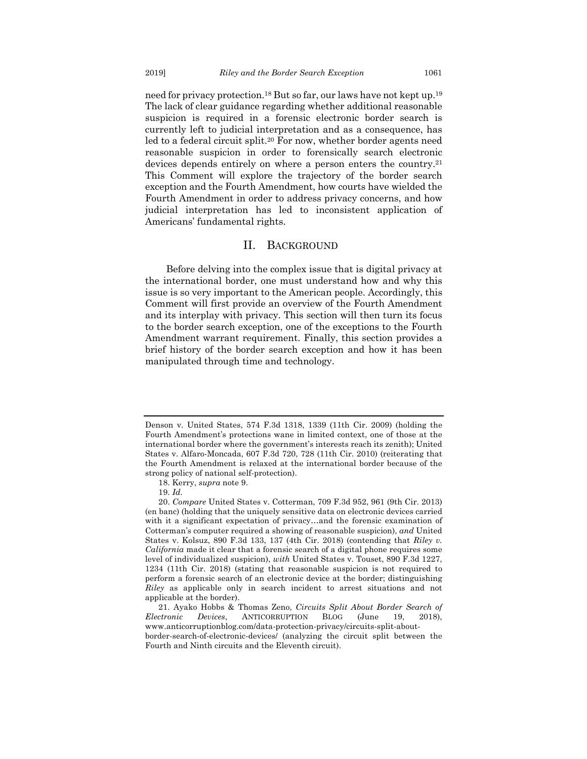need for privacy protection.[18] But so far, our laws have not kept up.[19] The lack of clear guidance regarding whether additional reasonable suspicion is required in a forensic electronic border search is currently left to judicial interpretation and as a consequence, has led to a federal circuit split.[20] For now, whether border agents need reasonable suspicion in order to forensically search electronic devices depends entirely on where a person enters the country.[21] This Comment will explore the trajectory of the border search exception and the Fourth Amendment, how courts have wielded the Fourth Amendment in order to address privacy concerns, and how judicial interpretation has led to inconsistent application of Americans' fundamental rights.

## II. BACKGROUND

Before delving into the complex issue that is digital privacy at the international border, one must understand how and why this issue is so very important to the American people. Accordingly, this Comment will first provide an overview of the Fourth Amendment and its interplay with privacy. This section will then turn its focus to the border search exception, one of the exceptions to the Fourth Amendment warrant requirement. Finally, this section provides a brief history of the border search exception and how it has been manipulated through time and technology.

---

Denson v. United States, 574 F.3d 1318, 1339 (11th Cir. 2009) (holding the Fourth Amendment's protections wane in limited context, one of those at the international border where the government's interests reach its zenith); United States v. Alfaro-Moncada, 607 F.3d 720, 728 (11th Cir. 2010) (reiterating that the Fourth Amendment is relaxed at the international border because of the strong policy of national self-protection).

18. Kerry, *supra* note 9.

19. *Id.*

20. *Compare* United States v. Cotterman, 709 F.3d 952, 961 (9th Cir. 2013) (en banc) (holding that the uniquely sensitive data on electronic devices carried with it a significant expectation of privacy…and the forensic examination of Cotterman's computer required a showing of reasonable suspicion), *and* United States v. Kolsuz, 890 F.3d 133, 137 (4th Cir. 2018) (contending that *Riley v. California* made it clear that a forensic search of a digital phone requires some level of individualized suspicion), *with* United States v. Touset, 890 F.3d 1227, 1234 (11th Cir. 2018) (stating that reasonable suspicion is not required to perform a forensic search of an electronic device at the border; distinguishing *Riley* as applicable only in search incident to arrest situations and not applicable at the border).

21. Ayako Hobbs & Thomas Zeno, *Circuits Split About Border Search of Electronic Devices*, ANTICORRUPTION BLOG (June 19, 2018), www.anticorruptionblog.com/data-protection-privacy/circuits-split-about-border-search-of-electronic-devices/ (analyzing the circuit split between the Fourth and Ninth circuits and the Eleventh circuit).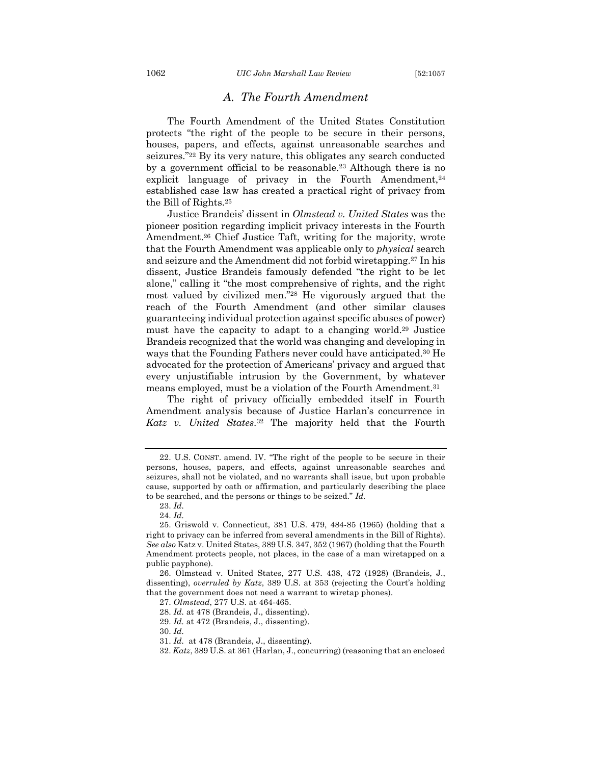### A. The Fourth Amendment

The Fourth Amendment of the United States Constitution protects "the right of the people to be secure in their persons, houses, papers, and effects, against unreasonable searches and seizures."[22] By its very nature, this obligates any search conducted by a government official to be reasonable.[23] Although there is no explicit language of privacy in the Fourth Amendment,[24] established case law has created a practical right of privacy from the Bill of Rights.[25]

Justice Brandeis' dissent in *Olmstead v. United States* was the pioneer position regarding implicit privacy interests in the Fourth Amendment.[26] Chief Justice Taft, writing for the majority, wrote that the Fourth Amendment was applicable only to *physical* search and seizure and the Amendment did not forbid wiretapping.[27] In his dissent, Justice Brandeis famously defended "the right to be let alone," calling it "the most comprehensive of rights, and the right most valued by civilized men."[28] He vigorously argued that the reach of the Fourth Amendment (and other similar clauses guaranteeing individual protection against specific abuses of power) must have the capacity to adapt to a changing world.[29] Justice Brandeis recognized that the world was changing and developing in ways that the Founding Fathers never could have anticipated.[30] He advocated for the protection of Americans' privacy and argued that every unjustifiable intrusion by the Government, by whatever means employed, must be a violation of the Fourth Amendment.[31]

The right of privacy officially embedded itself in Fourth Amendment analysis because of Justice Harlan's concurrence in *Katz v. United States*.[32] The majority held that the Fourth

---

22. U.S. CONST. amend. IV. "The right of the people to be secure in their persons, houses, papers, and effects, against unreasonable searches and seizures, shall not be violated, and no warrants shall issue, but upon probable cause, supported by oath or affirmation, and particularly describing the place to be searched, and the persons or things to be seized." *Id.*

23. *Id*.

24. *Id*.

25. Griswold v. Connecticut, 381 U.S. 479, 484-85 (1965) (holding that a right to privacy can be inferred from several amendments in the Bill of Rights). *See also* Katz v. United States, 389 U.S. 347, 352 (1967) (holding that the Fourth Amendment protects people, not places, in the case of a man wiretapped on a public payphone).

26. Olmstead v. United States, 277 U.S. 438, 472 (1928) (Brandeis, J., dissenting), *overruled by Katz*, 389 U.S. at 353 (rejecting the Court's holding that the government does not need a warrant to wiretap phones).

27. *Olmstead*, 277 U.S. at 464-465.

28. *Id*. at 478 (Brandeis, J., dissenting).

29. *Id*. at 472 (Brandeis, J., dissenting).

30. *Id*.

31. *Id*. at 478 (Brandeis, J., dissenting).

32. *Katz*, 389 U.S. at 361 (Harlan, J., concurring) (reasoning that an enclosed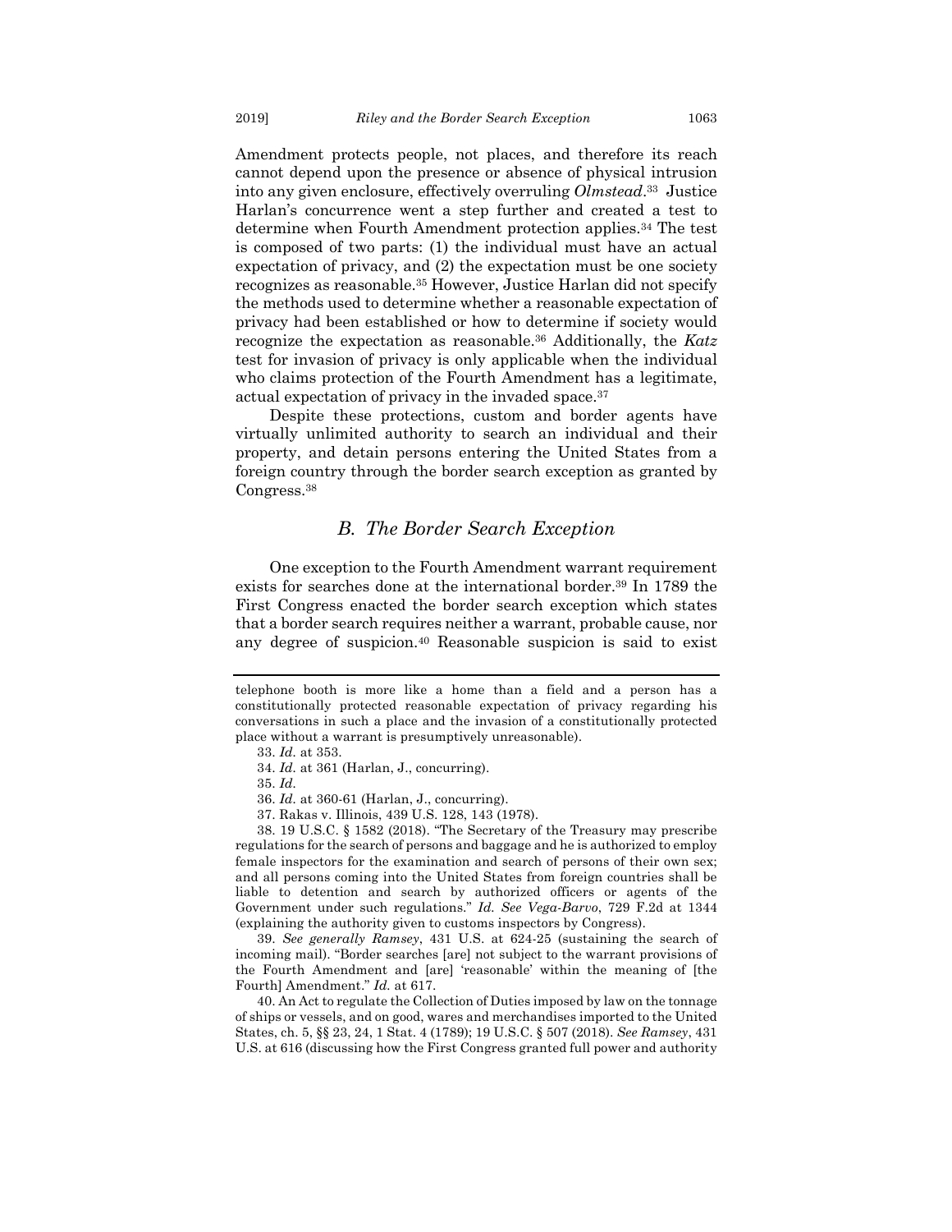Amendment protects people, not places, and therefore its reach cannot depend upon the presence or absence of physical intrusion into any given enclosure, effectively overruling *Olmstead*.[33] Justice Harlan's concurrence went a step further and created a test to determine when Fourth Amendment protection applies.[34] The test is composed of two parts: (1) the individual must have an actual expectation of privacy, and (2) the expectation must be one society recognizes as reasonable.[35] However, Justice Harlan did not specify the methods used to determine whether a reasonable expectation of privacy had been established or how to determine if society would recognize the expectation as reasonable.[36] Additionally, the *Katz* test for invasion of privacy is only applicable when the individual who claims protection of the Fourth Amendment has a legitimate, actual expectation of privacy in the invaded space.[37]

Despite these protections, custom and border agents have virtually unlimited authority to search an individual and their property, and detain persons entering the United States from a foreign country through the border search exception as granted by Congress.[38]

### *B. The Border Search Exception*

One exception to the Fourth Amendment warrant requirement exists for searches done at the international border.[39] In 1789 the First Congress enacted the border search exception which states that a border search requires neither a warrant, probable cause, nor any degree of suspicion.[40] Reasonable suspicion is said to exist

---

telephone booth is more like a home than a field and a person has a constitutionally protected reasonable expectation of privacy regarding his conversations in such a place and the invasion of a constitutionally protected place without a warrant is presumptively unreasonable).

33. *Id.* at 353.

34. *Id.* at 361 (Harlan, J., concurring).

35. *Id.*

36. *Id.* at 360-61 (Harlan, J., concurring).

37. Rakas v. Illinois, 439 U.S. 128, 143 (1978).

38. 19 U.S.C. § 1582 (2018). "The Secretary of the Treasury may prescribe regulations for the search of persons and baggage and he is authorized to employ female inspectors for the examination and search of persons of their own sex; and all persons coming into the United States from foreign countries shall be liable to detention and search by authorized officers or agents of the Government under such regulations." *Id. See Vega-Barvo*, 729 F.2d at 1344 (explaining the authority given to customs inspectors by Congress).

39. *See generally Ramsey*, 431 U.S. at 624-25 (sustaining the search of incoming mail). "Border searches [are] not subject to the warrant provisions of the Fourth Amendment and [are] 'reasonable' within the meaning of [the Fourth] Amendment." *Id.* at 617.

40. An Act to regulate the Collection of Duties imposed by law on the tonnage of ships or vessels, and on good, wares and merchandises imported to the United States, ch. 5, §§ 23, 24, 1 Stat. 4 (1789); 19 U.S.C. § 507 (2018). *See Ramsey*, 431 U.S. at 616 (discussing how the First Congress granted full power and authority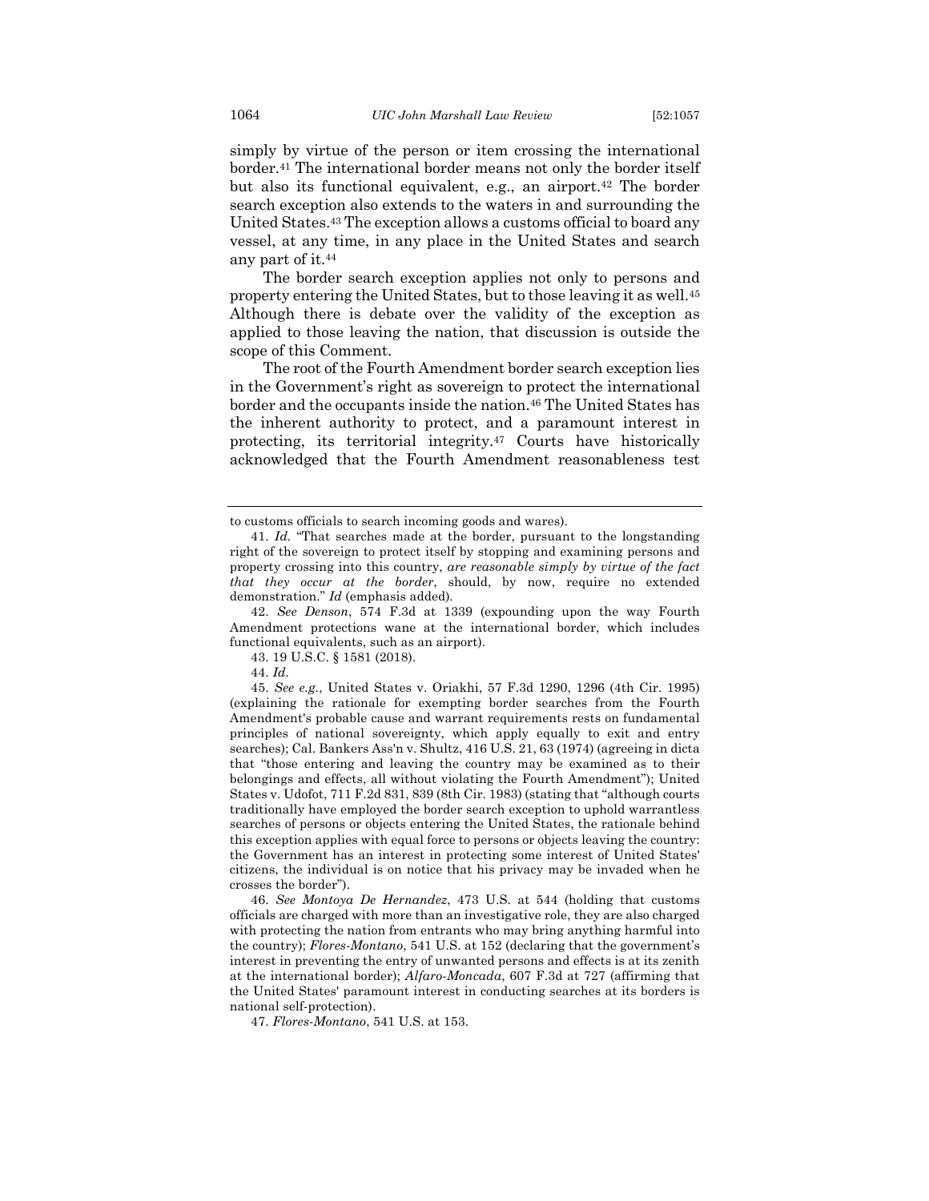simply by virtue of the person or item crossing the international border.[41] The international border means not only the border itself but also its functional equivalent, e.g., an airport.[42] The border search exception also extends to the waters in and surrounding the United States.[43] The exception allows a customs official to board any vessel, at any time, in any place in the United States and search any part of it.[44]

The border search exception applies not only to persons and property entering the United States, but to those leaving it as well.[45] Although there is debate over the validity of the exception as applied to those leaving the nation, that discussion is outside the scope of this Comment.

The root of the Fourth Amendment border search exception lies in the Government's right as sovereign to protect the international border and the occupants inside the nation.[46] The United States has the inherent authority to protect, and a paramount interest in protecting, its territorial integrity.[47] Courts have historically acknowledged that the Fourth Amendment reasonableness test

---

to customs officials to search incoming goods and wares).

41. *Id.* "That searches made at the border, pursuant to the longstanding right of the sovereign to protect itself by stopping and examining persons and property crossing into this country, *are reasonable simply by virtue of the fact that they occur at the border*, should, by now, require no extended demonstration." *Id* (emphasis added).

42. *See Denson*, 574 F.3d at 1339 (expounding upon the way Fourth Amendment protections wane at the international border, which includes functional equivalents, such as an airport).

43. 19 U.S.C. § 1581 (2018).

44. *Id.*

45. *See e.g.*, United States v. Oriakhi, 57 F.3d 1290, 1296 (4th Cir. 1995) (explaining the rationale for exempting border searches from the Fourth Amendment's probable cause and warrant requirements rests on fundamental principles of national sovereignty, which apply equally to exit and entry searches); Cal. Bankers Ass'n v. Shultz, 416 U.S. 21, 63 (1974) (agreeing in dicta that "those entering and leaving the country may be examined as to their belongings and effects, all without violating the Fourth Amendment"); United States v. Udofot, 711 F.2d 831, 839 (8th Cir. 1983) (stating that "although courts traditionally have employed the border search exception to uphold warrantless searches of persons or objects entering the United States, the rationale behind this exception applies with equal force to persons or objects leaving the country: the Government has an interest in protecting some interest of United States' citizens, the individual is on notice that his privacy may be invaded when he crosses the border").

46. *See Montoya De Hernandez*, 473 U.S. at 544 (holding that customs officials are charged with more than an investigative role, they are also charged with protecting the nation from entrants who may bring anything harmful into the country); *Flores-Montano*, 541 U.S. at 152 (declaring that the government's interest in preventing the entry of unwanted persons and effects is at its zenith at the international border); *Alfaro-Moncada*, 607 F.3d at 727 (affirming that the United States' paramount interest in conducting searches at its borders is national self-protection).

47. *Flores-Montano*, 541 U.S. at 153.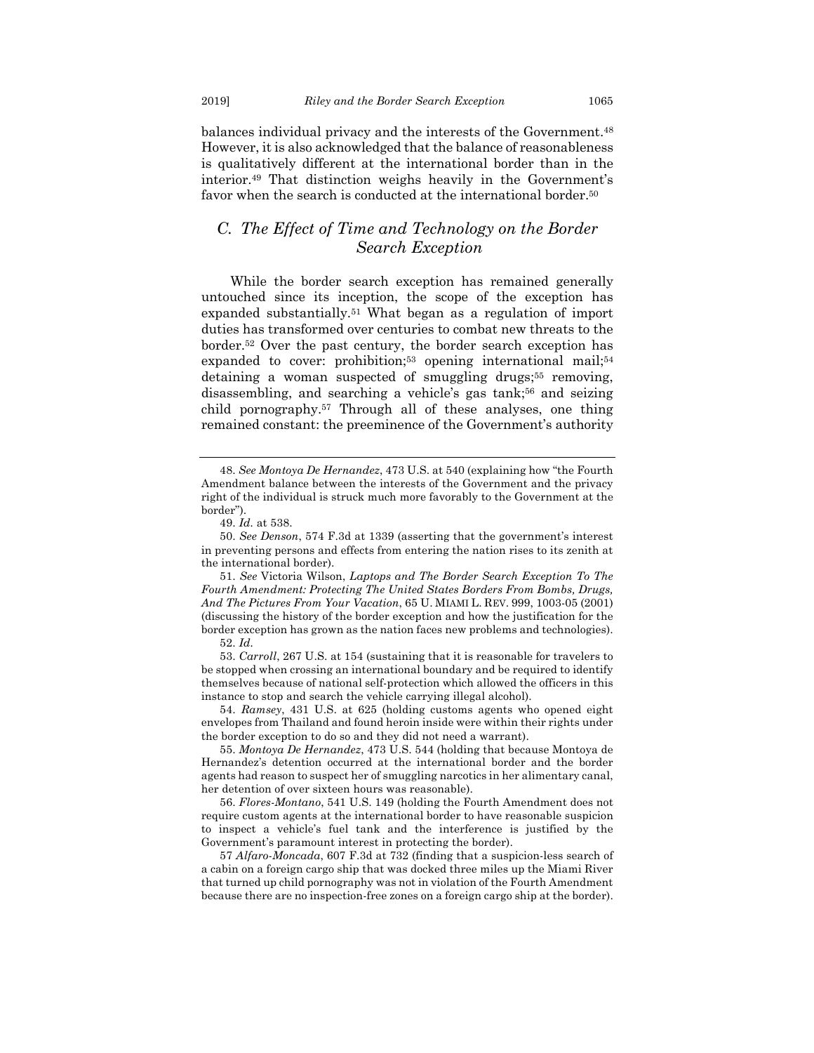balances individual privacy and the interests of the Government.[48] However, it is also acknowledged that the balance of reasonableness is qualitatively different at the international border than in the interior.[49] That distinction weighs heavily in the Government's favor when the search is conducted at the international border.[50]

## *C. The Effect of Time and Technology on the Border Search Exception*

While the border search exception has remained generally untouched since its inception, the scope of the exception has expanded substantially.[51] What began as a regulation of import duties has transformed over centuries to combat new threats to the border.[52] Over the past century, the border search exception has expanded to cover: prohibition;[53] opening international mail;[54] detaining a woman suspected of smuggling drugs;[55] removing, disassembling, and searching a vehicle's gas tank;[56] and seizing child pornography.[57] Through all of these analyses, one thing remained constant: the preeminence of the Government's authority

---

48. *See Montoya De Hernandez*, 473 U.S. at 540 (explaining how "the Fourth Amendment balance between the interests of the Government and the privacy right of the individual is struck much more favorably to the Government at the border").

49. *Id.* at 538.

50. *See Denson*, 574 F.3d at 1339 (asserting that the government's interest in preventing persons and effects from entering the nation rises to its zenith at the international border).

51. *See* Victoria Wilson, *Laptops and The Border Search Exception To The Fourth Amendment: Protecting The United States Borders From Bombs, Drugs, And The Pictures From Your Vacation*, 65 U. MIAMI L. REV. 999, 1003-05 (2001) (discussing the history of the border exception and how the justification for the border exception has grown as the nation faces new problems and technologies).

52. *Id.*

53. *Carroll*, 267 U.S. at 154 (sustaining that it is reasonable for travelers to be stopped when crossing an international boundary and be required to identify themselves because of national self-protection which allowed the officers in this instance to stop and search the vehicle carrying illegal alcohol).

54. *Ramsey*, 431 U.S. at 625 (holding customs agents who opened eight envelopes from Thailand and found heroin inside were within their rights under the border exception to do so and they did not need a warrant).

55. *Montoya De Hernandez*, 473 U.S. 544 (holding that because Montoya de Hernandez's detention occurred at the international border and the border agents had reason to suspect her of smuggling narcotics in her alimentary canal, her detention of over sixteen hours was reasonable).

56. *Flores-Montano*, 541 U.S. 149 (holding the Fourth Amendment does not require custom agents at the international border to have reasonable suspicion to inspect a vehicle's fuel tank and the interference is justified by the Government's paramount interest in protecting the border).

57 *Alfaro-Moncada*, 607 F.3d at 732 (finding that a suspicion-less search of a cabin on a foreign cargo ship that was docked three miles up the Miami River that turned up child pornography was not in violation of the Fourth Amendment because there are no inspection-free zones on a foreign cargo ship at the border).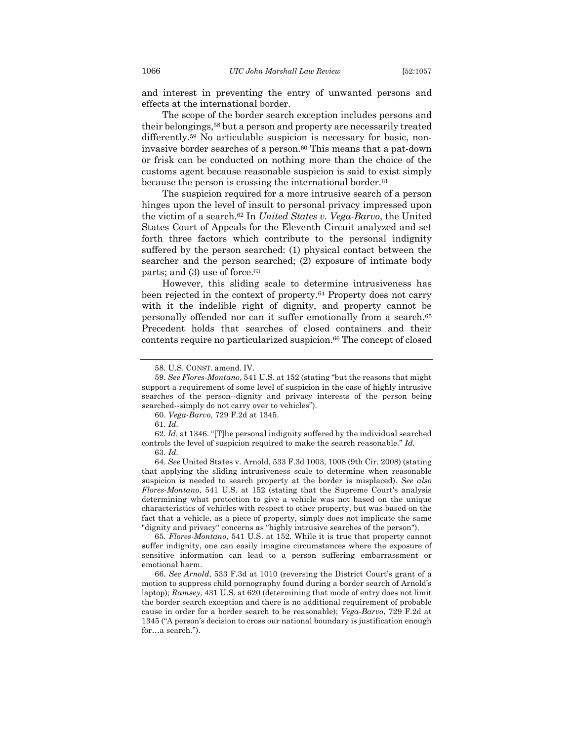and interest in preventing the entry of unwanted persons and effects at the international border.

The scope of the border search exception includes persons and their belongings,[58] but a person and property are necessarily treated differently.[59] No articulable suspicion is necessary for basic, non-invasive border searches of a person.[60] This means that a pat-down or frisk can be conducted on nothing more than the choice of the customs agent because reasonable suspicion is said to exist simply because the person is crossing the international border.[61]

The suspicion required for a more intrusive search of a person hinges upon the level of insult to personal privacy impressed upon the victim of a search.[62] In *United States v. Vega-Barvo*, the United States Court of Appeals for the Eleventh Circuit analyzed and set forth three factors which contribute to the personal indignity suffered by the person searched: (1) physical contact between the searcher and the person searched; (2) exposure of intimate body parts; and (3) use of force.[63]

However, this sliding scale to determine intrusiveness has been rejected in the context of property.[64] Property does not carry with it the indelible right of dignity, and property cannot be personally offended nor can it suffer emotionally from a search.[65] Precedent holds that searches of closed containers and their contents require no particularized suspicion.[66] The concept of closed

---

58. U.S. CONST. amend. IV.

59. *See Flores-Montano*, 541 U.S. at 152 (stating "but the reasons that might support a requirement of some level of suspicion in the case of highly intrusive searches of the person--dignity and privacy interests of the person being searched--simply do not carry over to vehicles").

60. *Vega-Barvo*, 729 F.2d at 1345.

61. *Id*.

62. *Id*. at 1346. "[T]he personal indignity suffered by the individual searched controls the level of suspicion required to make the search reasonable." *Id.*

63. *Id*.

64. *See* United States v. Arnold, 533 F.3d 1003, 1008 (9th Cir. 2008) (stating that applying the sliding intrusiveness scale to determine when reasonable suspicion is needed to search property at the border is misplaced). *See also Flores-Montano*, 541 U.S. at 152 (stating that the Supreme Court's analysis determining what protection to give a vehicle was not based on the unique characteristics of vehicles with respect to other property, but was based on the fact that a vehicle, as a piece of property, simply does not implicate the same "dignity and privacy" concerns as "highly intrusive searches of the person").

65. *Flores-Montano*, 541 U.S. at 152. While it is true that property cannot suffer indignity, one can easily imagine circumstances where the exposure of sensitive information can lead to a person suffering embarrassment or emotional harm.

66. *See Arnold*, 533 F.3d at 1010 (reversing the District Court's grant of a motion to suppress child pornography found during a border search of Arnold's laptop); *Ramsey*, 431 U.S. at 620 (determining that mode of entry does not limit the border search exception and there is no additional requirement of probable cause in order for a border search to be reasonable); *Vega-Barvo*, 729 F.2d at 1345 ("A person's decision to cross our national boundary is justification enough for…a search.").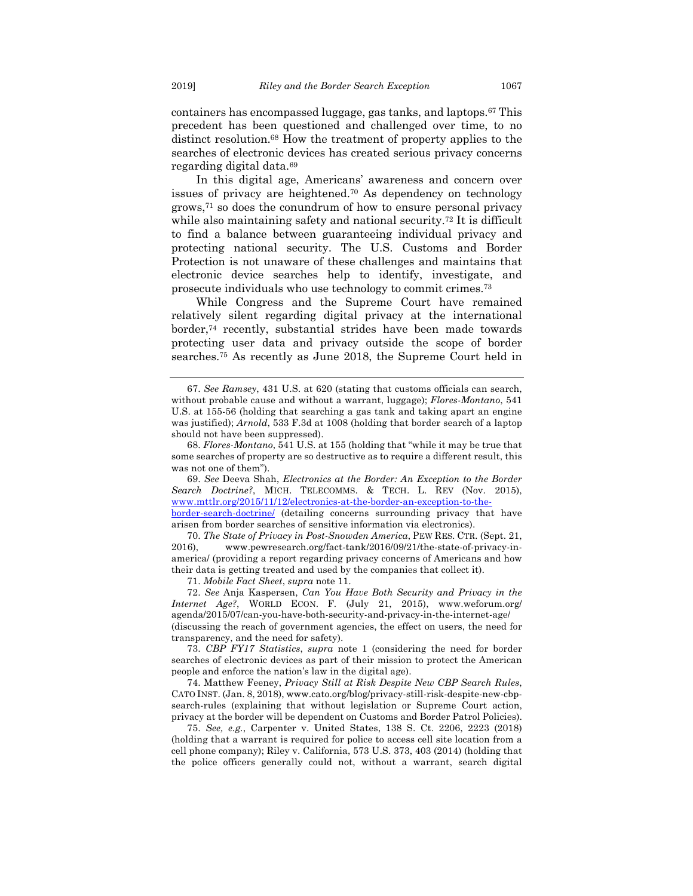containers has encompassed luggage, gas tanks, and laptops.[67] This precedent has been questioned and challenged over time, to no distinct resolution.[68] How the treatment of property applies to the searches of electronic devices has created serious privacy concerns regarding digital data.[69]

In this digital age, Americans' awareness and concern over issues of privacy are heightened.[70] As dependency on technology grows,[71] so does the conundrum of how to ensure personal privacy while also maintaining safety and national security.[72] It is difficult to find a balance between guaranteeing individual privacy and protecting national security. The U.S. Customs and Border Protection is not unaware of these challenges and maintains that electronic device searches help to identify, investigate, and prosecute individuals who use technology to commit crimes.[73]

While Congress and the Supreme Court have remained relatively silent regarding digital privacy at the international border,[74] recently, substantial strides have been made towards protecting user data and privacy outside the scope of border searches.[75] As recently as June 2018, the Supreme Court held in

---

67. *See Ramsey*, 431 U.S. at 620 (stating that customs officials can search, without probable cause and without a warrant, luggage); *Flores-Montano*, 541 U.S. at 155-56 (holding that searching a gas tank and taking apart an engine was justified); *Arnold*, 533 F.3d at 1008 (holding that border search of a laptop should not have been suppressed).

68. *Flores-Montano*, 541 U.S. at 155 (holding that "while it may be true that some searches of property are so destructive as to require a different result, this was not one of them").

69. *See* Deeva Shah, *Electronics at the Border: An Exception to the Border Search Doctrine?*, MICH. TELECOMMS. & TECH. L. REV (Nov. 2015), www.mttlr.org/2015/11/12/electronics-at-the-border-an-exception-to-the-border-search-doctrine/ (detailing concerns surrounding privacy that have arisen from border searches of sensitive information via electronics).

70. *The State of Privacy in Post-Snowden America*, PEW RES. CTR. (Sept. 21, 2016), www.pewresearch.org/fact-tank/2016/09/21/the-state-of-privacy-in-america/ (providing a report regarding privacy concerns of Americans and how their data is getting treated and used by the companies that collect it).

71. *Mobile Fact Sheet*, *supra* note 11.

72. *See* Anja Kaspersen, *Can You Have Both Security and Privacy in the Internet Age?*, WORLD ECON. F. (July 21, 2015), www.weforum.org/agenda/2015/07/can-you-have-both-security-and-privacy-in-the-internet-age/ (discussing the reach of government agencies, the effect on users, the need for transparency, and the need for safety).

73. *CBP FY17 Statistics*, *supra* note 1 (considering the need for border searches of electronic devices as part of their mission to protect the American people and enforce the nation's law in the digital age).

74. Matthew Feeney, *Privacy Still at Risk Despite New CBP Search Rules*, CATO INST. (Jan. 8, 2018), www.cato.org/blog/privacy-still-risk-despite-new-cbp-search-rules (explaining that without legislation or Supreme Court action, privacy at the border will be dependent on Customs and Border Patrol Policies).

75. *See, e.g.*, Carpenter v. United States, 138 S. Ct. 2206, 2223 (2018) (holding that a warrant is required for police to access cell site location from a cell phone company); Riley v. California, 573 U.S. 373, 403 (2014) (holding that the police officers generally could not, without a warrant, search digital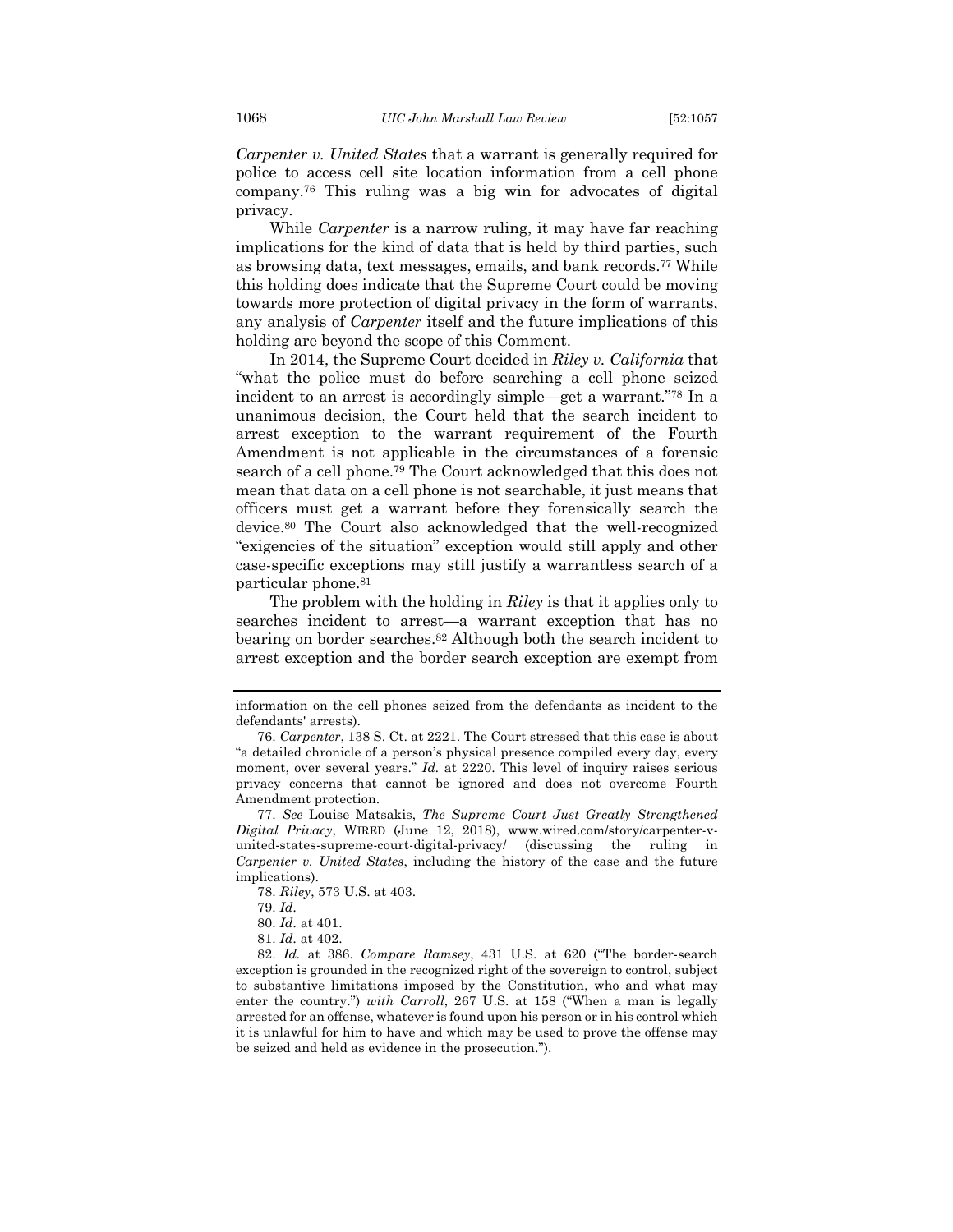*Carpenter v. United States* that a warrant is generally required for police to access cell site location information from a cell phone company.[76] This ruling was a big win for advocates of digital privacy.

While *Carpenter* is a narrow ruling, it may have far reaching implications for the kind of data that is held by third parties, such as browsing data, text messages, emails, and bank records.[77] While this holding does indicate that the Supreme Court could be moving towards more protection of digital privacy in the form of warrants, any analysis of *Carpenter* itself and the future implications of this holding are beyond the scope of this Comment.

In 2014, the Supreme Court decided in *Riley v. California* that "what the police must do before searching a cell phone seized incident to an arrest is accordingly simple—get a warrant."[78] In a unanimous decision, the Court held that the search incident to arrest exception to the warrant requirement of the Fourth Amendment is not applicable in the circumstances of a forensic search of a cell phone.[79] The Court acknowledged that this does not mean that data on a cell phone is not searchable, it just means that officers must get a warrant before they forensically search the device.[80] The Court also acknowledged that the well-recognized "exigencies of the situation" exception would still apply and other case-specific exceptions may still justify a warrantless search of a particular phone.[81]

The problem with the holding in *Riley* is that it applies only to searches incident to arrest—a warrant exception that has no bearing on border searches.[82] Although both the search incident to arrest exception and the border search exception are exempt from

---

information on the cell phones seized from the defendants as incident to the defendants' arrests).

76. *Carpenter*, 138 S. Ct. at 2221. The Court stressed that this case is about "a detailed chronicle of a person's physical presence compiled every day, every moment, over several years." *Id.* at 2220. This level of inquiry raises serious privacy concerns that cannot be ignored and does not overcome Fourth Amendment protection.

77. *See* Louise Matsakis, *The Supreme Court Just Greatly Strengthened Digital Privacy*, WIRED (June 12, 2018), www.wired.com/story/carpenter-v-united-states-supreme-court-digital-privacy/ (discussing the ruling in *Carpenter v. United States*, including the history of the case and the future implications).

78. *Riley*, 573 U.S. at 403.

79. *Id.*

80. *Id.* at 401.

81. *Id.* at 402.

82. *Id.* at 386. *Compare Ramsey*, 431 U.S. at 620 ("The border-search exception is grounded in the recognized right of the sovereign to control, subject to substantive limitations imposed by the Constitution, who and what may enter the country.") *with Carroll*, 267 U.S. at 158 ("When a man is legally arrested for an offense, whatever is found upon his person or in his control which it is unlawful for him to have and which may be used to prove the offense may be seized and held as evidence in the prosecution.").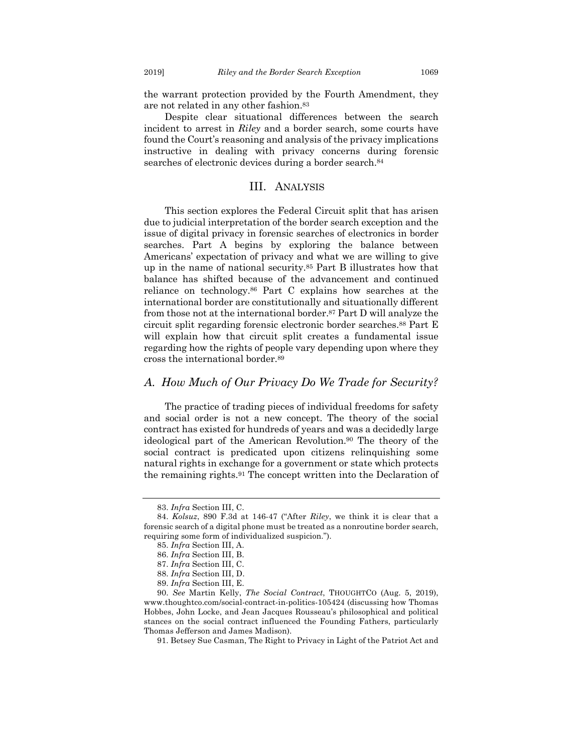the warrant protection provided by the Fourth Amendment, they are not related in any other fashion.[83]

Despite clear situational differences between the search incident to arrest in *Riley* and a border search, some courts have found the Court's reasoning and analysis of the privacy implications instructive in dealing with privacy concerns during forensic searches of electronic devices during a border search.[84]

## III. ANALYSIS

This section explores the Federal Circuit split that has arisen due to judicial interpretation of the border search exception and the issue of digital privacy in forensic searches of electronics in border searches. Part A begins by exploring the balance between Americans' expectation of privacy and what we are willing to give up in the name of national security.[85] Part B illustrates how that balance has shifted because of the advancement and continued reliance on technology.[86] Part C explains how searches at the international border are constitutionally and situationally different from those not at the international border.[87] Part D will analyze the circuit split regarding forensic electronic border searches.[88] Part E will explain how that circuit split creates a fundamental issue regarding how the rights of people vary depending upon where they cross the international border.[89]

### *A. How Much of Our Privacy Do We Trade for Security?*

The practice of trading pieces of individual freedoms for safety and social order is not a new concept. The theory of the social contract has existed for hundreds of years and was a decidedly large ideological part of the American Revolution.[90] The theory of the social contract is predicated upon citizens relinquishing some natural rights in exchange for a government or state which protects the remaining rights.[91] The concept written into the Declaration of

---

83. *Infra* Section III, C.

84. *Kolsuz*, 890 F.3d at 146-47 ("After *Riley*, we think it is clear that a forensic search of a digital phone must be treated as a nonroutine border search, requiring some form of individualized suspicion.").

85. *Infra* Section III, A.

86. *Infra* Section III, B.

87. *Infra* Section III, C.

88. *Infra* Section III, D.

89. *Infra* Section III, E.

90. *See* Martin Kelly, *The Social Contract*, THOUGHTCO (Aug. 5, 2019), www.thoughtco.com/social-contract-in-politics-105424 (discussing how Thomas Hobbes, John Locke, and Jean Jacques Rousseau's philosophical and political stances on the social contract influenced the Founding Fathers, particularly Thomas Jefferson and James Madison).

91. Betsey Sue Casman, The Right to Privacy in Light of the Patriot Act and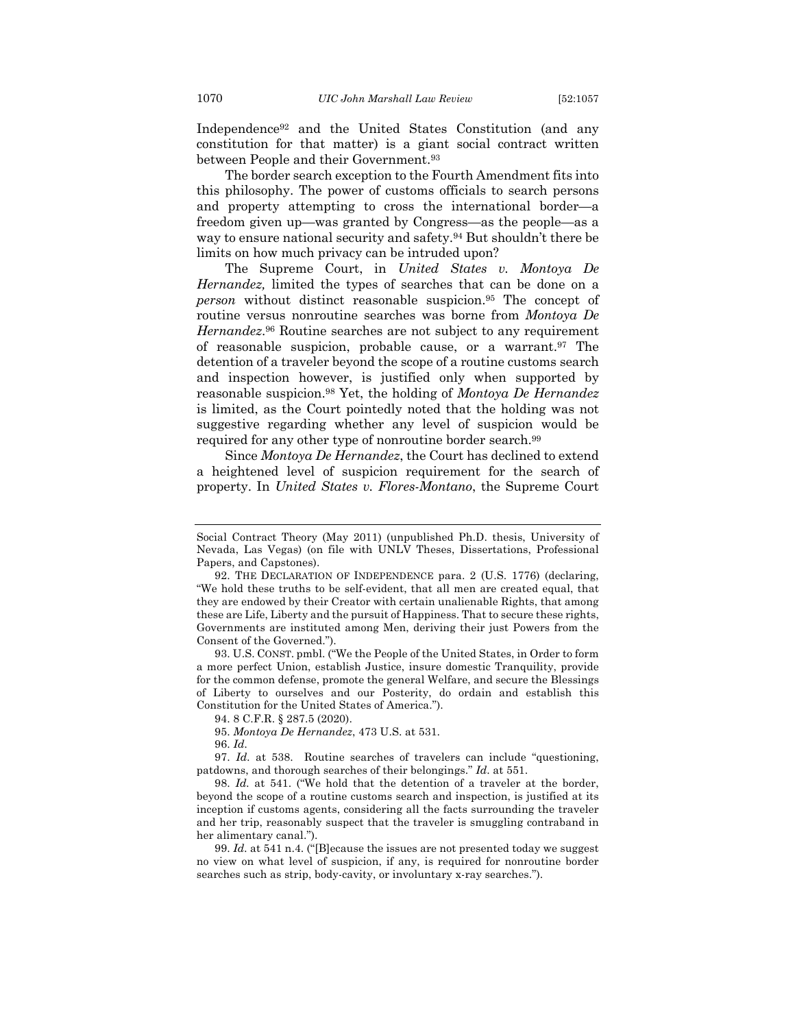Independence[92] and the United States Constitution (and any constitution for that matter) is a giant social contract written between People and their Government.[93]

The border search exception to the Fourth Amendment fits into this philosophy. The power of customs officials to search persons and property attempting to cross the international border—a freedom given up—was granted by Congress—as the people—as a way to ensure national security and safety.[94] But shouldn't there be limits on how much privacy can be intruded upon?

The Supreme Court, in *United States v. Montoya De Hernandez,* limited the types of searches that can be done on a *person* without distinct reasonable suspicion.[95] The concept of routine versus nonroutine searches was borne from *Montoya De Hernandez*.[96] Routine searches are not subject to any requirement of reasonable suspicion, probable cause, or a warrant.[97] The detention of a traveler beyond the scope of a routine customs search and inspection however, is justified only when supported by reasonable suspicion.[98] Yet, the holding of *Montoya De Hernandez* is limited, as the Court pointedly noted that the holding was not suggestive regarding whether any level of suspicion would be required for any other type of nonroutine border search.[99]

Since *Montoya De Hernandez*, the Court has declined to extend a heightened level of suspicion requirement for the search of property. In *United States v. Flores-Montano*, the Supreme Court

---

Social Contract Theory (May 2011) (unpublished Ph.D. thesis, University of Nevada, Las Vegas) (on file with UNLV Theses, Dissertations, Professional Papers, and Capstones).

92. THE DECLARATION OF INDEPENDENCE para. 2 (U.S. 1776) (declaring, "We hold these truths to be self-evident, that all men are created equal, that they are endowed by their Creator with certain unalienable Rights, that among these are Life, Liberty and the pursuit of Happiness. That to secure these rights, Governments are instituted among Men, deriving their just Powers from the Consent of the Governed.").

93. U.S. CONST. pmbl. ("We the People of the United States, in Order to form a more perfect Union, establish Justice, insure domestic Tranquility, provide for the common defense, promote the general Welfare, and secure the Blessings of Liberty to ourselves and our Posterity, do ordain and establish this Constitution for the United States of America.").

94. 8 C.F.R. § 287.5 (2020).

95. *Montoya De Hernandez*, 473 U.S. at 531.

96. *Id*.

97. *Id.* at 538. Routine searches of travelers can include "questioning, patdowns, and thorough searches of their belongings." *Id*. at 551.

98. *Id.* at 541. ("We hold that the detention of a traveler at the border, beyond the scope of a routine customs search and inspection, is justified at its inception if customs agents, considering all the facts surrounding the traveler and her trip, reasonably suspect that the traveler is smuggling contraband in her alimentary canal.").

99. *Id*. at 541 n.4. ("[B]ecause the issues are not presented today we suggest no view on what level of suspicion, if any, is required for nonroutine border searches such as strip, body-cavity, or involuntary x-ray searches.").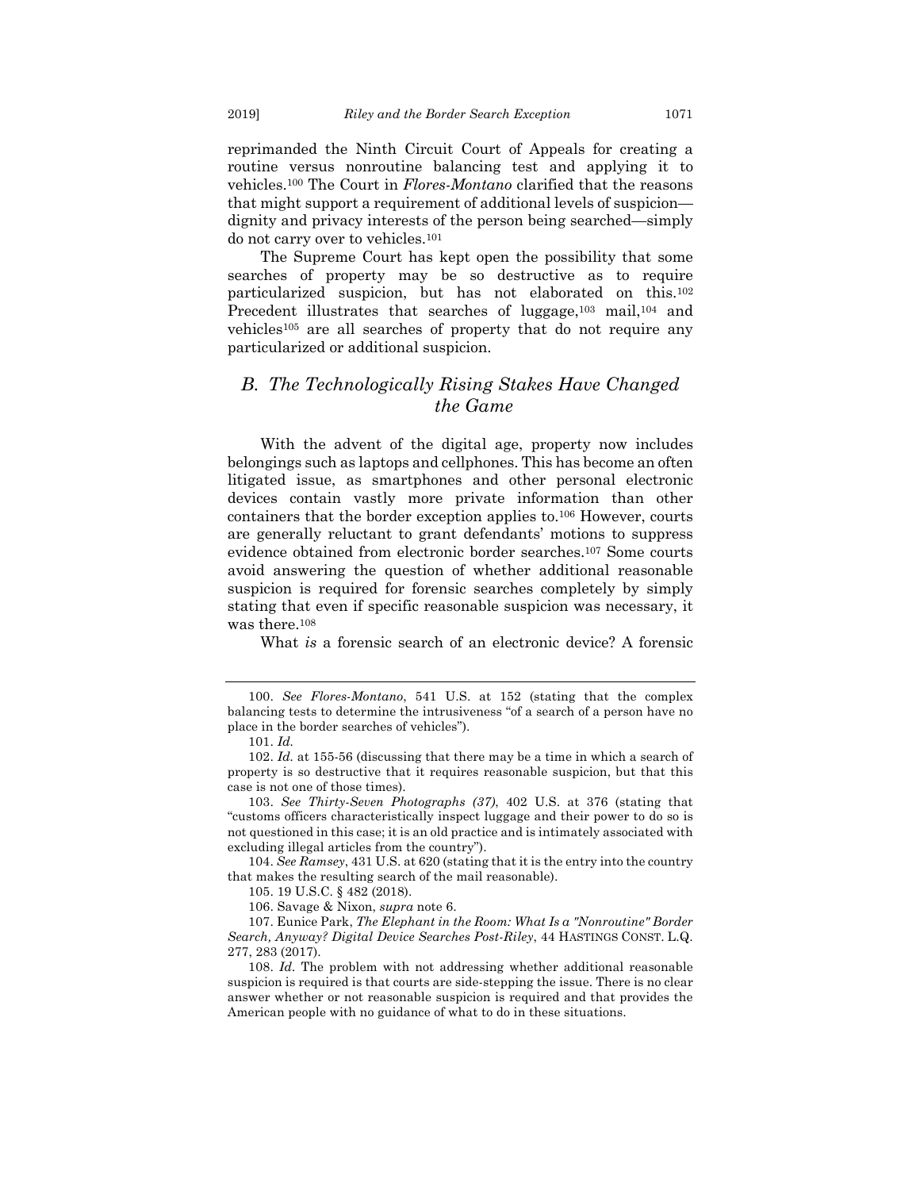reprimanded the Ninth Circuit Court of Appeals for creating a routine versus nonroutine balancing test and applying it to vehicles.[100] The Court in *Flores-Montano* clarified that the reasons that might support a requirement of additional levels of suspicion—dignity and privacy interests of the person being searched—simply do not carry over to vehicles.[101]

The Supreme Court has kept open the possibility that some searches of property may be so destructive as to require particularized suspicion, but has not elaborated on this.[102] Precedent illustrates that searches of luggage,[103] mail,[104] and vehicles[105] are all searches of property that do not require any particularized or additional suspicion.

## *B. The Technologically Rising Stakes Have Changed the Game*

With the advent of the digital age, property now includes belongings such as laptops and cellphones. This has become an often litigated issue, as smartphones and other personal electronic devices contain vastly more private information than other containers that the border exception applies to.[106] However, courts are generally reluctant to grant defendants' motions to suppress evidence obtained from electronic border searches.[107] Some courts avoid answering the question of whether additional reasonable suspicion is required for forensic searches completely by simply stating that even if specific reasonable suspicion was necessary, it was there.[108]

What *is* a forensic search of an electronic device? A forensic

---

100. *See Flores-Montano*, 541 U.S. at 152 (stating that the complex balancing tests to determine the intrusiveness "of a search of a person have no place in the border searches of vehicles").

101. *Id.*

102. *Id.* at 155-56 (discussing that there may be a time in which a search of property is so destructive that it requires reasonable suspicion, but that this case is not one of those times).

103. *See Thirty-Seven Photographs (37)*, 402 U.S. at 376 (stating that "customs officers characteristically inspect luggage and their power to do so is not questioned in this case; it is an old practice and is intimately associated with excluding illegal articles from the country").

104. *See Ramsey*, 431 U.S. at 620 (stating that it is the entry into the country that makes the resulting search of the mail reasonable).

105. 19 U.S.C. § 482 (2018).

106. Savage & Nixon, *supra* note 6.

107. Eunice Park, *The Elephant in the Room: What Is a "Nonroutine" Border Search, Anyway? Digital Device Searches Post-Riley*, 44 HASTINGS CONST. L.Q. 277, 283 (2017).

108. *Id.* The problem with not addressing whether additional reasonable suspicion is required is that courts are side-stepping the issue. There is no clear answer whether or not reasonable suspicion is required and that provides the American people with no guidance of what to do in these situations.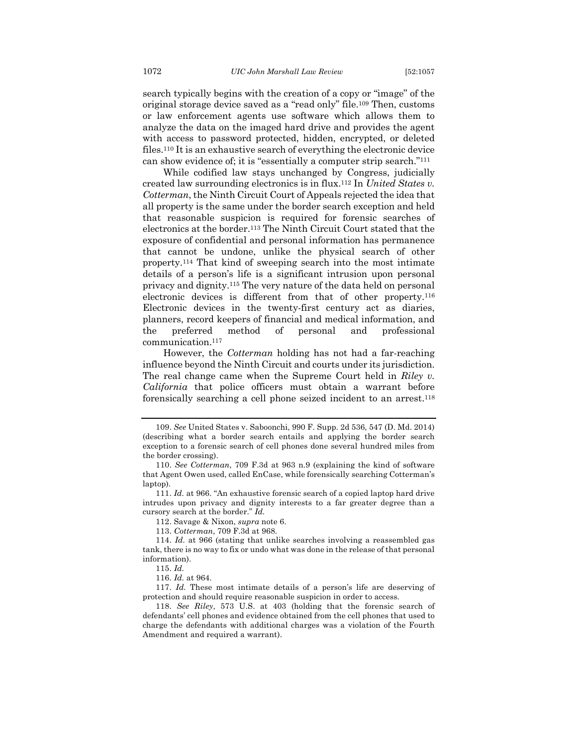search typically begins with the creation of a copy or "image" of the original storage device saved as a "read only" file.[109] Then, customs or law enforcement agents use software which allows them to analyze the data on the imaged hard drive and provides the agent with access to password protected, hidden, encrypted, or deleted files.[110] It is an exhaustive search of everything the electronic device can show evidence of; it is "essentially a computer strip search."[111]

While codified law stays unchanged by Congress, judicially created law surrounding electronics is in flux.[112] In *United States v. Cotterman*, the Ninth Circuit Court of Appeals rejected the idea that all property is the same under the border search exception and held that reasonable suspicion is required for forensic searches of electronics at the border.[113] The Ninth Circuit Court stated that the exposure of confidential and personal information has permanence that cannot be undone, unlike the physical search of other property.[114] That kind of sweeping search into the most intimate details of a person's life is a significant intrusion upon personal privacy and dignity.[115] The very nature of the data held on personal electronic devices is different from that of other property.[116] Electronic devices in the twenty-first century act as diaries, planners, record keepers of financial and medical information, and the preferred method of personal and professional communication.[117]

However, the *Cotterman* holding has not had a far-reaching influence beyond the Ninth Circuit and courts under its jurisdiction. The real change came when the Supreme Court held in *Riley v. California* that police officers must obtain a warrant before forensically searching a cell phone seized incident to an arrest.[118]

---

109. *See* United States v. Saboonchi, 990 F. Supp. 2d 536, 547 (D. Md. 2014) (describing what a border search entails and applying the border search exception to a forensic search of cell phones done several hundred miles from the border crossing).

110. *See Cotterman*, 709 F.3d at 963 n.9 (explaining the kind of software that Agent Owen used, called EnCase, while forensically searching Cotterman's laptop).

111. *Id.* at 966. "An exhaustive forensic search of a copied laptop hard drive intrudes upon privacy and dignity interests to a far greater degree than a cursory search at the border." *Id.*

112. Savage & Nixon, *supra* note 6.

113. *Cotterman*, 709 F.3d at 968.

114. *Id.* at 966 (stating that unlike searches involving a reassembled gas tank, there is no way to fix or undo what was done in the release of that personal information).

115. *Id.*

116. *Id.* at 964.

117. *Id.* These most intimate details of a person's life are deserving of protection and should require reasonable suspicion in order to access.

118. *See Riley*, 573 U.S. at 403 (holding that the forensic search of defendants' cell phones and evidence obtained from the cell phones that used to charge the defendants with additional charges was a violation of the Fourth Amendment and required a warrant).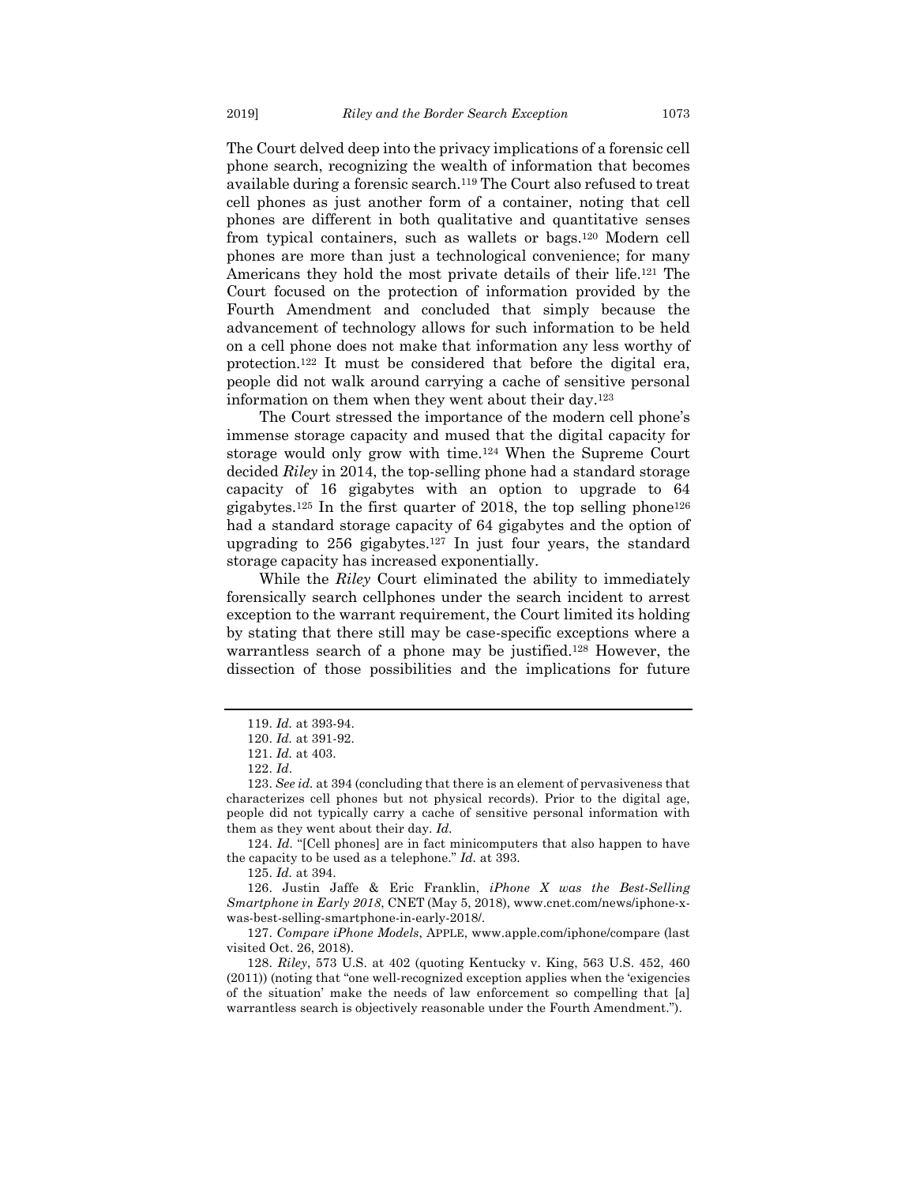The Court delved deep into the privacy implications of a forensic cell phone search, recognizing the wealth of information that becomes available during a forensic search.[119] The Court also refused to treat cell phones as just another form of a container, noting that cell phones are different in both qualitative and quantitative senses from typical containers, such as wallets or bags.[120] Modern cell phones are more than just a technological convenience; for many Americans they hold the most private details of their life.[121] The Court focused on the protection of information provided by the Fourth Amendment and concluded that simply because the advancement of technology allows for such information to be held on a cell phone does not make that information any less worthy of protection.[122] It must be considered that before the digital era, people did not walk around carrying a cache of sensitive personal information on them when they went about their day.[123]

The Court stressed the importance of the modern cell phone's immense storage capacity and mused that the digital capacity for storage would only grow with time.[124] When the Supreme Court decided *Riley* in 2014, the top-selling phone had a standard storage capacity of 16 gigabytes with an option to upgrade to 64 gigabytes.[125] In the first quarter of 2018, the top selling phone[126] had a standard storage capacity of 64 gigabytes and the option of upgrading to 256 gigabytes.[127] In just four years, the standard storage capacity has increased exponentially.

While the *Riley* Court eliminated the ability to immediately forensically search cellphones under the search incident to arrest exception to the warrant requirement, the Court limited its holding by stating that there still may be case-specific exceptions where a warrantless search of a phone may be justified.[128] However, the dissection of those possibilities and the implications for future

---

119. *Id.* at 393-94.

120. *Id.* at 391-92.

121. *Id.* at 403.

122. *Id.*

123. *See id.* at 394 (concluding that there is an element of pervasiveness that characterizes cell phones but not physical records). Prior to the digital age, people did not typically carry a cache of sensitive personal information with them as they went about their day. *Id.*

124. *Id.* "[Cell phones] are in fact minicomputers that also happen to have the capacity to be used as a telephone." *Id.* at 393.

125. *Id.* at 394.

126. Justin Jaffe & Eric Franklin, *iPhone X was the Best-Selling Smartphone in Early 2018*, CNET (May 5, 2018), www.cnet.com/news/iphone-x-was-best-selling-smartphone-in-early-2018/.

127. *Compare iPhone Models*, APPLE, www.apple.com/iphone/compare (last visited Oct. 26, 2018).

128. *Riley*, 573 U.S. at 402 (quoting Kentucky v. King, 563 U.S. 452, 460 (2011)) (noting that "one well-recognized exception applies when the 'exigencies of the situation' make the needs of law enforcement so compelling that [a] warrantless search is objectively reasonable under the Fourth Amendment.").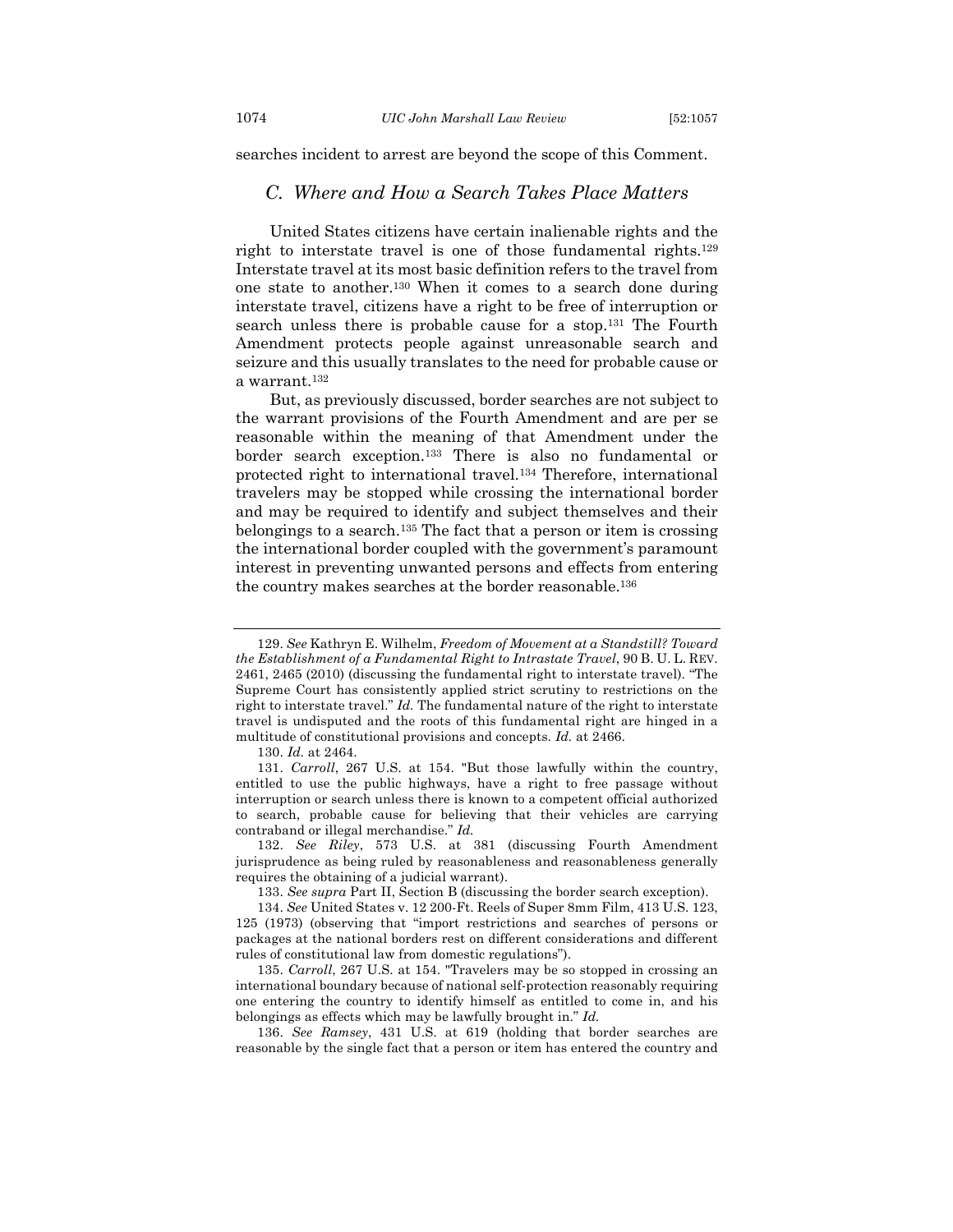searches incident to arrest are beyond the scope of this Comment.

### *C. Where and How a Search Takes Place Matters*

United States citizens have certain inalienable rights and the right to interstate travel is one of those fundamental rights.[129] Interstate travel at its most basic definition refers to the travel from one state to another.[130] When it comes to a search done during interstate travel, citizens have a right to be free of interruption or search unless there is probable cause for a stop.[131] The Fourth Amendment protects people against unreasonable search and seizure and this usually translates to the need for probable cause or a warrant.[132]

But, as previously discussed, border searches are not subject to the warrant provisions of the Fourth Amendment and are per se reasonable within the meaning of that Amendment under the border search exception.[133] There is also no fundamental or protected right to international travel.[134] Therefore, international travelers may be stopped while crossing the international border and may be required to identify and subject themselves and their belongings to a search.[135] The fact that a person or item is crossing the international border coupled with the government's paramount interest in preventing unwanted persons and effects from entering the country makes searches at the border reasonable.[136]

---

129. *See* Kathryn E. Wilhelm, *Freedom of Movement at a Standstill? Toward the Establishment of a Fundamental Right to Intrastate Travel*, 90 B. U. L. REV. 2461, 2465 (2010) (discussing the fundamental right to interstate travel). "The Supreme Court has consistently applied strict scrutiny to restrictions on the right to interstate travel." *Id.* The fundamental nature of the right to interstate travel is undisputed and the roots of this fundamental right are hinged in a multitude of constitutional provisions and concepts. *Id.* at 2466.

130. *Id.* at 2464.

131. *Carroll*, 267 U.S. at 154. "But those lawfully within the country, entitled to use the public highways, have a right to free passage without interruption or search unless there is known to a competent official authorized to search, probable cause for believing that their vehicles are carrying contraband or illegal merchandise." *Id.*

132. *See Riley*, 573 U.S. at 381 (discussing Fourth Amendment jurisprudence as being ruled by reasonableness and reasonableness generally requires the obtaining of a judicial warrant).

133. *See supra* Part II, Section B (discussing the border search exception).

134. *See* United States v. 12 200-Ft. Reels of Super 8mm Film, 413 U.S. 123, 125 (1973) (observing that "import restrictions and searches of persons or packages at the national borders rest on different considerations and different rules of constitutional law from domestic regulations").

135. *Carroll*, 267 U.S. at 154. "Travelers may be so stopped in crossing an international boundary because of national self-protection reasonably requiring one entering the country to identify himself as entitled to come in, and his belongings as effects which may be lawfully brought in." *Id.*

136. *See Ramsey*, 431 U.S. at 619 (holding that border searches are reasonable by the single fact that a person or item has entered the country and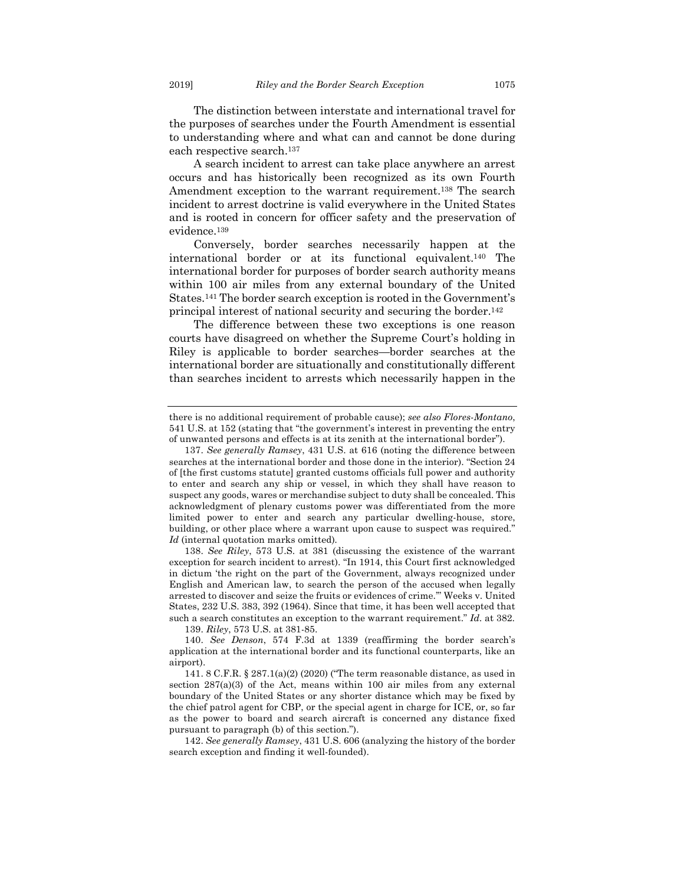The distinction between interstate and international travel for the purposes of searches under the Fourth Amendment is essential to understanding where and what can and cannot be done during each respective search.[137]

A search incident to arrest can take place anywhere an arrest occurs and has historically been recognized as its own Fourth Amendment exception to the warrant requirement.[138] The search incident to arrest doctrine is valid everywhere in the United States and is rooted in concern for officer safety and the preservation of evidence.[139]

Conversely, border searches necessarily happen at the international border or at its functional equivalent.[140] The international border for purposes of border search authority means within 100 air miles from any external boundary of the United States.[141] The border search exception is rooted in the Government's principal interest of national security and securing the border.[142]

The difference between these two exceptions is one reason courts have disagreed on whether the Supreme Court's holding in Riley is applicable to border searches—border searches at the international border are situationally and constitutionally different than searches incident to arrests which necessarily happen in the

---

there is no additional requirement of probable cause); *see also Flores-Montano*, 541 U.S. at 152 (stating that "the government's interest in preventing the entry of unwanted persons and effects is at its zenith at the international border").

137. *See generally Ramsey*, 431 U.S. at 616 (noting the difference between searches at the international border and those done in the interior). "Section 24 of [the first customs statute] granted customs officials full power and authority to enter and search any ship or vessel, in which they shall have reason to suspect any goods, wares or merchandise subject to duty shall be concealed. This acknowledgment of plenary customs power was differentiated from the more limited power to enter and search any particular dwelling-house, store, building, or other place where a warrant upon cause to suspect was required." *Id* (internal quotation marks omitted).

138. *See Riley*, 573 U.S. at 381 (discussing the existence of the warrant exception for search incident to arrest). "In 1914, this Court first acknowledged in dictum 'the right on the part of the Government, always recognized under English and American law, to search the person of the accused when legally arrested to discover and seize the fruits or evidences of crime.'" Weeks v. United States, 232 U.S. 383, 392 (1964). Since that time, it has been well accepted that such a search constitutes an exception to the warrant requirement." *Id.* at 382.

139. *Riley*, 573 U.S. at 381-85.

140. *See Denson*, 574 F.3d at 1339 (reaffirming the border search's application at the international border and its functional counterparts, like an airport).

141. 8 C.F.R. § 287.1(a)(2) (2020) ("The term reasonable distance, as used in section 287(a)(3) of the Act, means within 100 air miles from any external boundary of the United States or any shorter distance which may be fixed by the chief patrol agent for CBP, or the special agent in charge for ICE, or, so far as the power to board and search aircraft is concerned any distance fixed pursuant to paragraph (b) of this section.").

142. *See generally Ramsey*, 431 U.S. 606 (analyzing the history of the border search exception and finding it well-founded).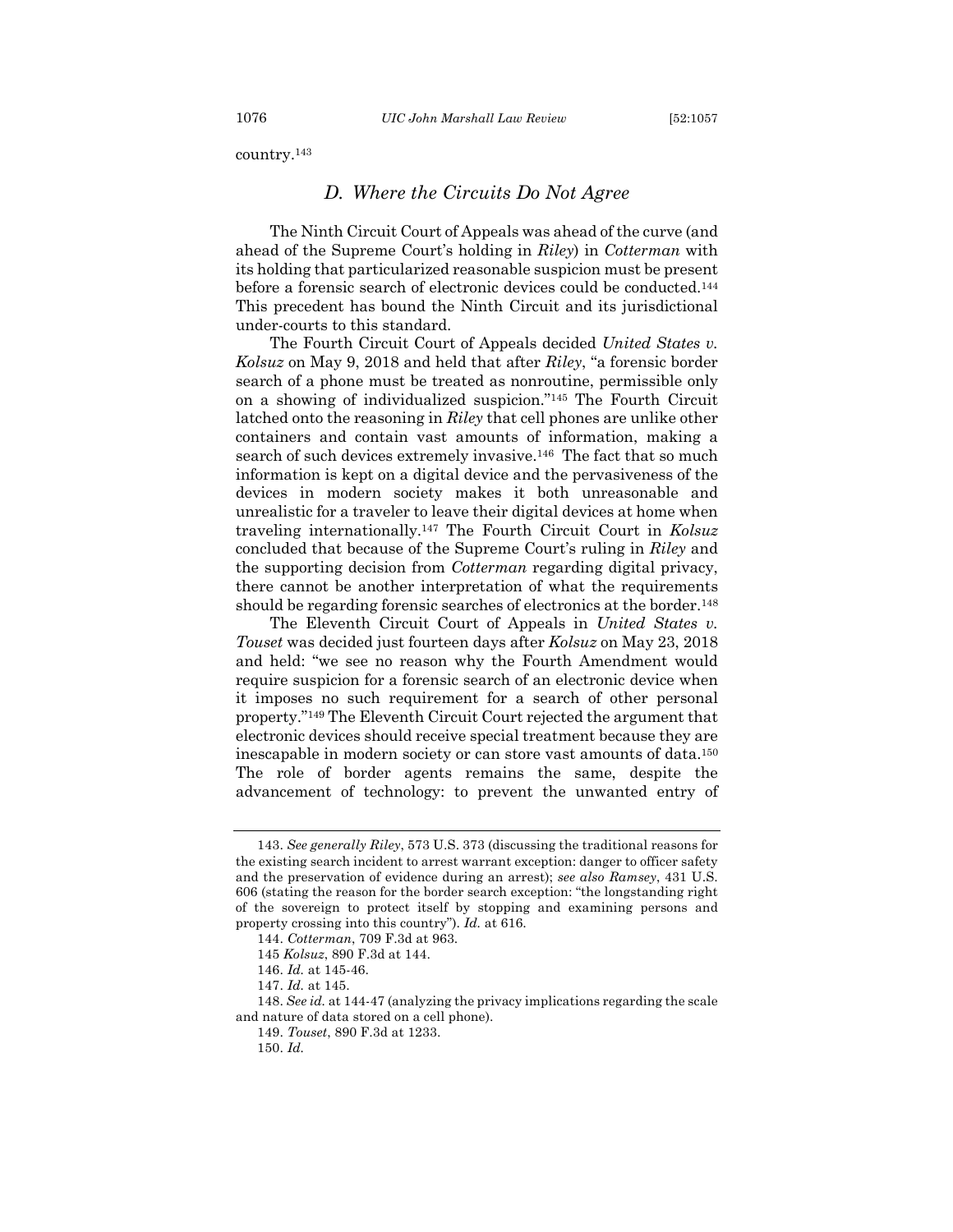country.[143]

### *D. Where the Circuits Do Not Agree*

The Ninth Circuit Court of Appeals was ahead of the curve (and ahead of the Supreme Court's holding in *Riley*) in *Cotterman* with its holding that particularized reasonable suspicion must be present before a forensic search of electronic devices could be conducted.[144] This precedent has bound the Ninth Circuit and its jurisdictional under-courts to this standard.

The Fourth Circuit Court of Appeals decided *United States v. Kolsuz* on May 9, 2018 and held that after *Riley*, "a forensic border search of a phone must be treated as nonroutine, permissible only on a showing of individualized suspicion."[145] The Fourth Circuit latched onto the reasoning in *Riley* that cell phones are unlike other containers and contain vast amounts of information, making a search of such devices extremely invasive.[146] The fact that so much information is kept on a digital device and the pervasiveness of the devices in modern society makes it both unreasonable and unrealistic for a traveler to leave their digital devices at home when traveling internationally.[147] The Fourth Circuit Court in *Kolsuz* concluded that because of the Supreme Court's ruling in *Riley* and the supporting decision from *Cotterman* regarding digital privacy, there cannot be another interpretation of what the requirements should be regarding forensic searches of electronics at the border.[148]

The Eleventh Circuit Court of Appeals in *United States v. Touset* was decided just fourteen days after *Kolsuz* on May 23, 2018 and held: "we see no reason why the Fourth Amendment would require suspicion for a forensic search of an electronic device when it imposes no such requirement for a search of other personal property."[149] The Eleventh Circuit Court rejected the argument that electronic devices should receive special treatment because they are inescapable in modern society or can store vast amounts of data.[150] The role of border agents remains the same, despite the advancement of technology: to prevent the unwanted entry of

---

143. *See generally Riley*, 573 U.S. 373 (discussing the traditional reasons for the existing search incident to arrest warrant exception: danger to officer safety and the preservation of evidence during an arrest); *see also Ramsey*, 431 U.S. 606 (stating the reason for the border search exception: "the longstanding right of the sovereign to protect itself by stopping and examining persons and property crossing into this country"). *Id.* at 616.

144. *Cotterman*, 709 F.3d at 963.

145 *Kolsuz*, 890 F.3d at 144.

146. *Id.* at 145-46.

147. *Id.* at 145.

148. *See id.* at 144-47 (analyzing the privacy implications regarding the scale and nature of data stored on a cell phone).

149. *Touset*, 890 F.3d at 1233.

150. *Id.*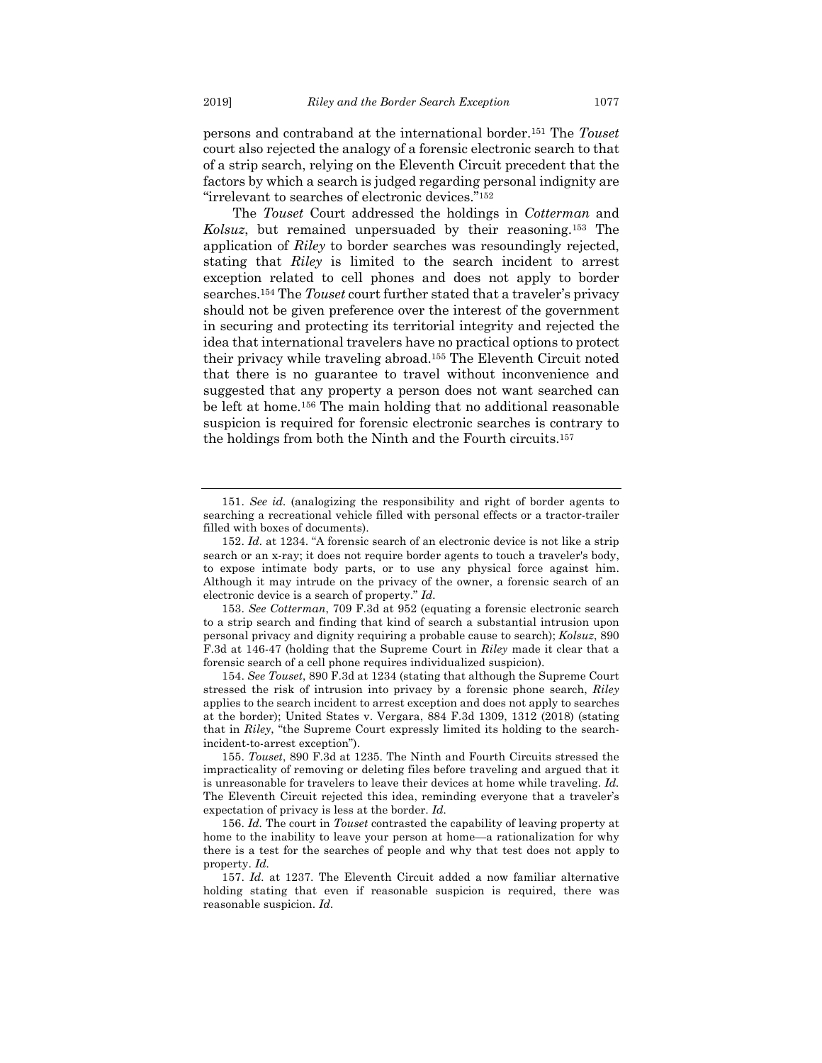persons and contraband at the international border.[151] The *Touset* court also rejected the analogy of a forensic electronic search to that of a strip search, relying on the Eleventh Circuit precedent that the factors by which a search is judged regarding personal indignity are "irrelevant to searches of electronic devices."[152]

The *Touset* Court addressed the holdings in *Cotterman* and *Kolsuz*, but remained unpersuaded by their reasoning.[153] The application of *Riley* to border searches was resoundingly rejected, stating that *Riley* is limited to the search incident to arrest exception related to cell phones and does not apply to border searches.[154] The *Touset* court further stated that a traveler's privacy should not be given preference over the interest of the government in securing and protecting its territorial integrity and rejected the idea that international travelers have no practical options to protect their privacy while traveling abroad.[155] The Eleventh Circuit noted that there is no guarantee to travel without inconvenience and suggested that any property a person does not want searched can be left at home.[156] The main holding that no additional reasonable suspicion is required for forensic electronic searches is contrary to the holdings from both the Ninth and the Fourth circuits.[157]

---

151. *See id.* (analogizing the responsibility and right of border agents to searching a recreational vehicle filled with personal effects or a tractor-trailer filled with boxes of documents).

152. *Id.* at 1234. "A forensic search of an electronic device is not like a strip search or an x-ray; it does not require border agents to touch a traveler's body, to expose intimate body parts, or to use any physical force against him. Although it may intrude on the privacy of the owner, a forensic search of an electronic device is a search of property." *Id.*

153. *See Cotterman*, 709 F.3d at 952 (equating a forensic electronic search to a strip search and finding that kind of search a substantial intrusion upon personal privacy and dignity requiring a probable cause to search); *Kolsuz*, 890 F.3d at 146-47 (holding that the Supreme Court in *Riley* made it clear that a forensic search of a cell phone requires individualized suspicion).

154. *See Touset*, 890 F.3d at 1234 (stating that although the Supreme Court stressed the risk of intrusion into privacy by a forensic phone search, *Riley* applies to the search incident to arrest exception and does not apply to searches at the border); United States v. Vergara, 884 F.3d 1309, 1312 (2018) (stating that in *Riley*, "the Supreme Court expressly limited its holding to the search-incident-to-arrest exception").

155. *Touset*, 890 F.3d at 1235. The Ninth and Fourth Circuits stressed the impracticality of removing or deleting files before traveling and argued that it is unreasonable for travelers to leave their devices at home while traveling. *Id.* The Eleventh Circuit rejected this idea, reminding everyone that a traveler's expectation of privacy is less at the border. *Id.*

156. *Id.* The court in *Touset* contrasted the capability of leaving property at home to the inability to leave your person at home—a rationalization for why there is a test for the searches of people and why that test does not apply to property. *Id.*

157. *Id.* at 1237. The Eleventh Circuit added a now familiar alternative holding stating that even if reasonable suspicion is required, there was reasonable suspicion. *Id.*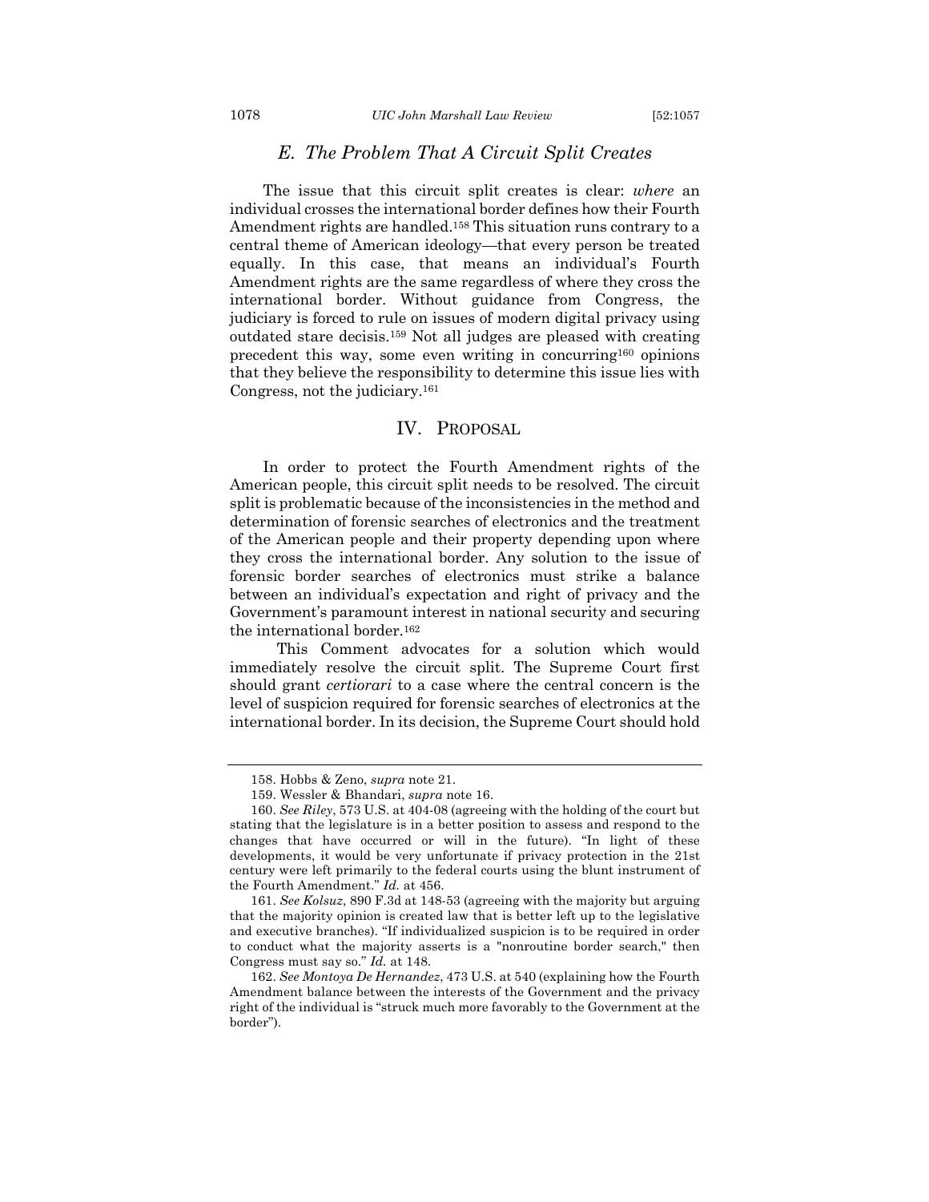### *E. The Problem That A Circuit Split Creates*

The issue that this circuit split creates is clear: *where* an individual crosses the international border defines how their Fourth Amendment rights are handled.[158] This situation runs contrary to a central theme of American ideology—that every person be treated equally. In this case, that means an individual's Fourth Amendment rights are the same regardless of where they cross the international border. Without guidance from Congress, the judiciary is forced to rule on issues of modern digital privacy using outdated stare decisis.[159] Not all judges are pleased with creating precedent this way, some even writing in concurring[160] opinions that they believe the responsibility to determine this issue lies with Congress, not the judiciary.[161]

## IV. PROPOSAL

In order to protect the Fourth Amendment rights of the American people, this circuit split needs to be resolved. The circuit split is problematic because of the inconsistencies in the method and determination of forensic searches of electronics and the treatment of the American people and their property depending upon where they cross the international border. Any solution to the issue of forensic border searches of electronics must strike a balance between an individual's expectation and right of privacy and the Government's paramount interest in national security and securing the international border.[162]

This Comment advocates for a solution which would immediately resolve the circuit split. The Supreme Court first should grant *certiorari* to a case where the central concern is the level of suspicion required for forensic searches of electronics at the international border. In its decision, the Supreme Court should hold

---

158. Hobbs & Zeno, *supra* note 21.

159. Wessler & Bhandari, *supra* note 16.

160. *See Riley*, 573 U.S. at 404-08 (agreeing with the holding of the court but stating that the legislature is in a better position to assess and respond to the changes that have occurred or will in the future). "In light of these developments, it would be very unfortunate if privacy protection in the 21st century were left primarily to the federal courts using the blunt instrument of the Fourth Amendment." *Id.* at 456.

161. *See Kolsuz*, 890 F.3d at 148-53 (agreeing with the majority but arguing that the majority opinion is created law that is better left up to the legislative and executive branches). "If individualized suspicion is to be required in order to conduct what the majority asserts is a "nonroutine border search," then Congress must say so." *Id.* at 148.

162. *See Montoya De Hernandez*, 473 U.S. at 540 (explaining how the Fourth Amendment balance between the interests of the Government and the privacy right of the individual is "struck much more favorably to the Government at the border").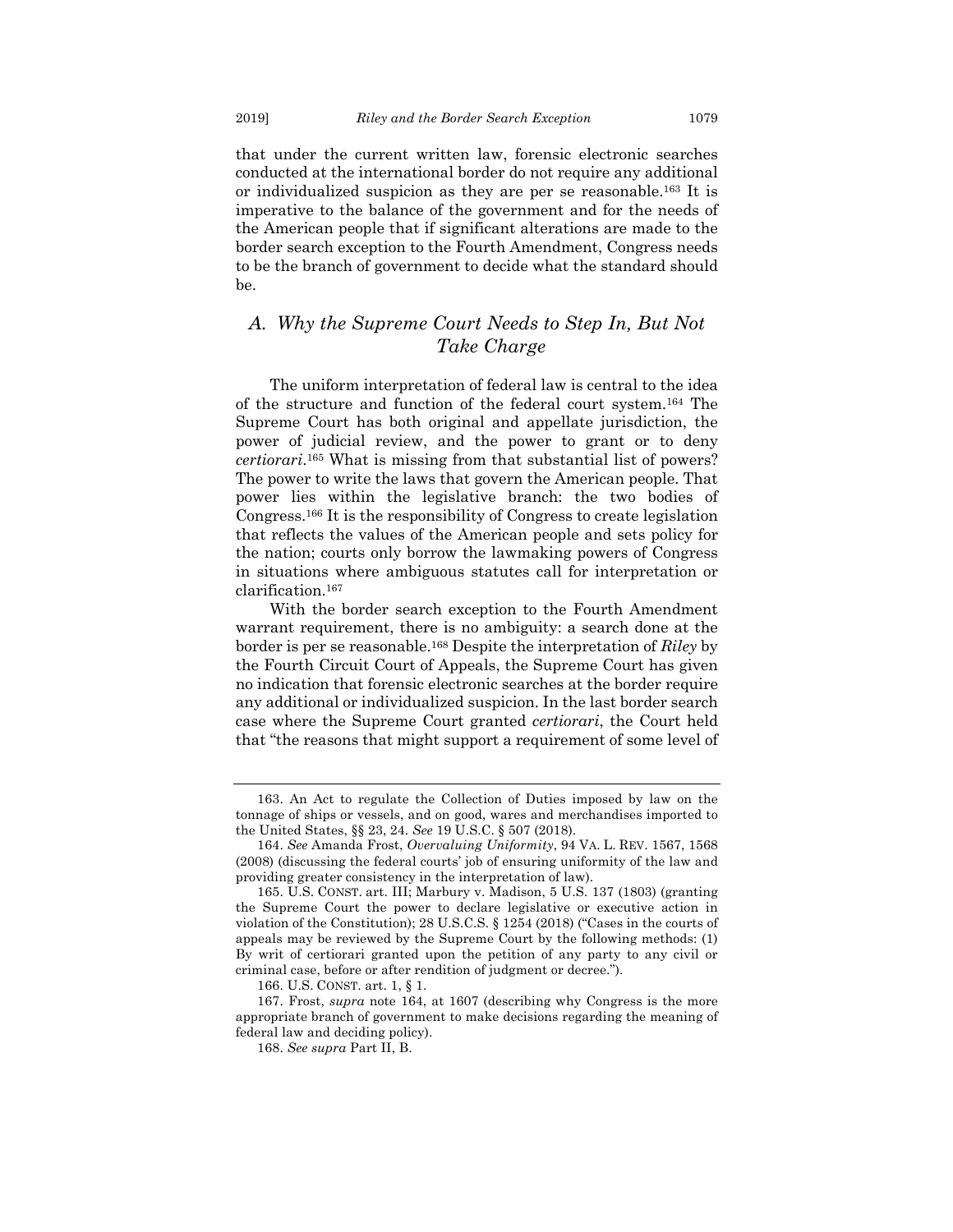that under the current written law, forensic electronic searches conducted at the international border do not require any additional or individualized suspicion as they are per se reasonable.[163] It is imperative to the balance of the government and for the needs of the American people that if significant alterations are made to the border search exception to the Fourth Amendment, Congress needs to be the branch of government to decide what the standard should be.

## *A. Why the Supreme Court Needs to Step In, But Not Take Charge*

The uniform interpretation of federal law is central to the idea of the structure and function of the federal court system.[164] The Supreme Court has both original and appellate jurisdiction, the power of judicial review, and the power to grant or to deny *certiorari*.[165] What is missing from that substantial list of powers? The power to write the laws that govern the American people. That power lies within the legislative branch: the two bodies of Congress.[166] It is the responsibility of Congress to create legislation that reflects the values of the American people and sets policy for the nation; courts only borrow the lawmaking powers of Congress in situations where ambiguous statutes call for interpretation or clarification.[167]

With the border search exception to the Fourth Amendment warrant requirement, there is no ambiguity: a search done at the border is per se reasonable.[168] Despite the interpretation of *Riley* by the Fourth Circuit Court of Appeals, the Supreme Court has given no indication that forensic electronic searches at the border require any additional or individualized suspicion. In the last border search case where the Supreme Court granted *certiorari*, the Court held that "the reasons that might support a requirement of some level of

---

163. An Act to regulate the Collection of Duties imposed by law on the tonnage of ships or vessels, and on good, wares and merchandises imported to the United States, §§ 23, 24. *See* 19 U.S.C. § 507 (2018).

164. *See* Amanda Frost, *Overvaluing Uniformity*, 94 VA. L. REV. 1567, 1568 (2008) (discussing the federal courts' job of ensuring uniformity of the law and providing greater consistency in the interpretation of law).

165. U.S. CONST. art. III; Marbury v. Madison, 5 U.S. 137 (1803) (granting the Supreme Court the power to declare legislative or executive action in violation of the Constitution); 28 U.S.C.S. § 1254 (2018) ("Cases in the courts of appeals may be reviewed by the Supreme Court by the following methods: (1) By writ of certiorari granted upon the petition of any party to any civil or criminal case, before or after rendition of judgment or decree.").

166. U.S. CONST. art. 1, § 1.

167. Frost, *supra* note 164, at 1607 (describing why Congress is the more appropriate branch of government to make decisions regarding the meaning of federal law and deciding policy).

168. *See supra* Part II, B.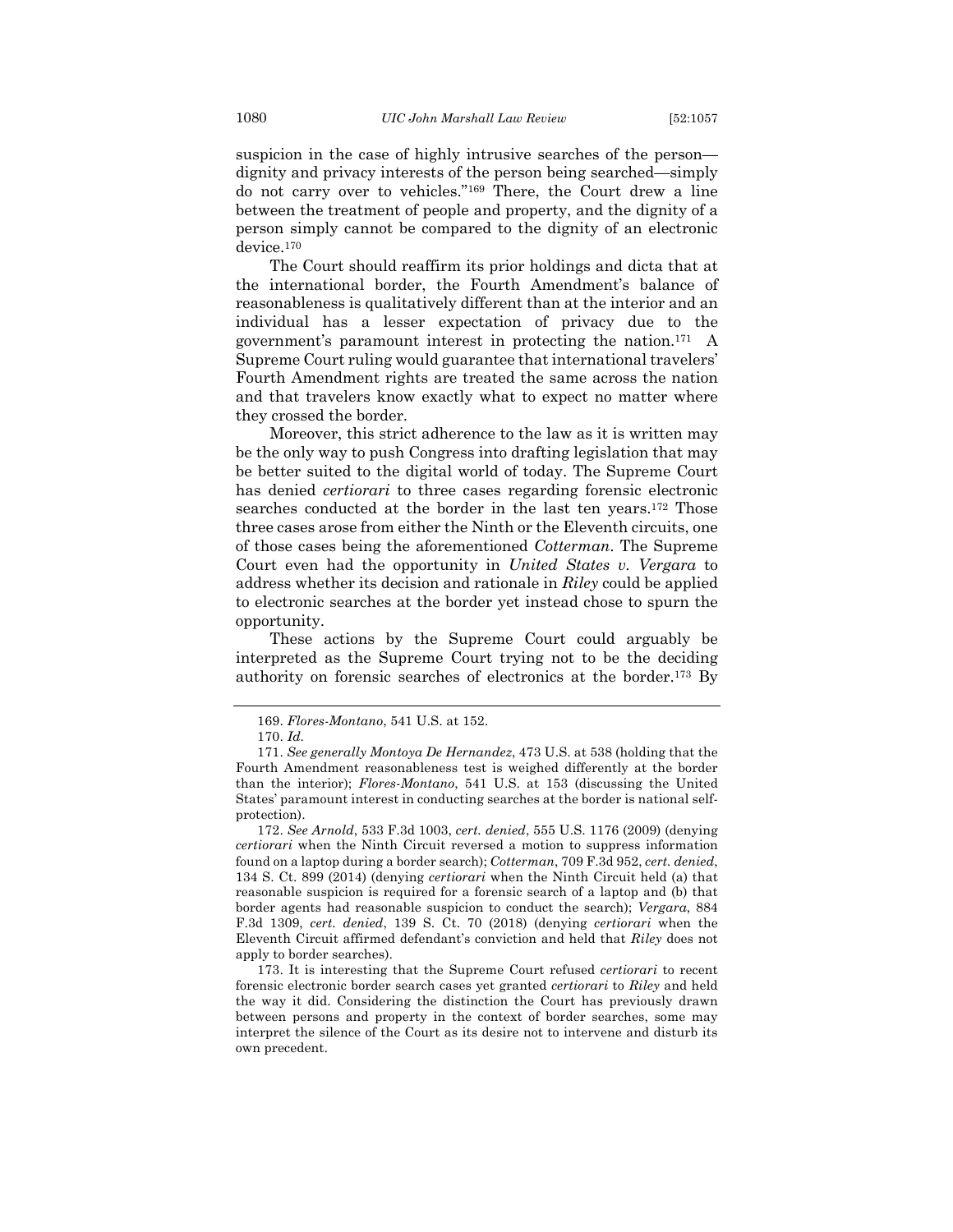suspicion in the case of highly intrusive searches of the person—dignity and privacy interests of the person being searched—simply do not carry over to vehicles."[169] There, the Court drew a line between the treatment of people and property, and the dignity of a person simply cannot be compared to the dignity of an electronic device.[170]

The Court should reaffirm its prior holdings and dicta that at the international border, the Fourth Amendment's balance of reasonableness is qualitatively different than at the interior and an individual has a lesser expectation of privacy due to the government's paramount interest in protecting the nation.[171] A Supreme Court ruling would guarantee that international travelers' Fourth Amendment rights are treated the same across the nation and that travelers know exactly what to expect no matter where they crossed the border.

Moreover, this strict adherence to the law as it is written may be the only way to push Congress into drafting legislation that may be better suited to the digital world of today. The Supreme Court has denied *certiorari* to three cases regarding forensic electronic searches conducted at the border in the last ten years.[172] Those three cases arose from either the Ninth or the Eleventh circuits, one of those cases being the aforementioned *Cotterman*. The Supreme Court even had the opportunity in *United States v. Vergara* to address whether its decision and rationale in *Riley* could be applied to electronic searches at the border yet instead chose to spurn the opportunity.

These actions by the Supreme Court could arguably be interpreted as the Supreme Court trying not to be the deciding authority on forensic searches of electronics at the border.[173] By

---

169. *Flores-Montano*, 541 U.S. at 152.

170. *Id.*

171. *See generally Montoya De Hernandez*, 473 U.S. at 538 (holding that the Fourth Amendment reasonableness test is weighed differently at the border than the interior); *Flores-Montano*, 541 U.S. at 153 (discussing the United States' paramount interest in conducting searches at the border is national self-protection).

172. *See Arnold*, 533 F.3d 1003, *cert. denied*, 555 U.S. 1176 (2009) (denying *certiorari* when the Ninth Circuit reversed a motion to suppress information found on a laptop during a border search); *Cotterman*, 709 F.3d 952, *cert. denied*, 134 S. Ct. 899 (2014) (denying *certiorari* when the Ninth Circuit held (a) that reasonable suspicion is required for a forensic search of a laptop and (b) that border agents had reasonable suspicion to conduct the search); *Vergara*, 884 F.3d 1309, *cert. denied*, 139 S. Ct. 70 (2018) (denying *certiorari* when the Eleventh Circuit affirmed defendant's conviction and held that *Riley* does not apply to border searches).

173. It is interesting that the Supreme Court refused *certiorari* to recent forensic electronic border search cases yet granted *certiorari* to *Riley* and held the way it did. Considering the distinction the Court has previously drawn between persons and property in the context of border searches, some may interpret the silence of the Court as its desire not to intervene and disturb its own precedent.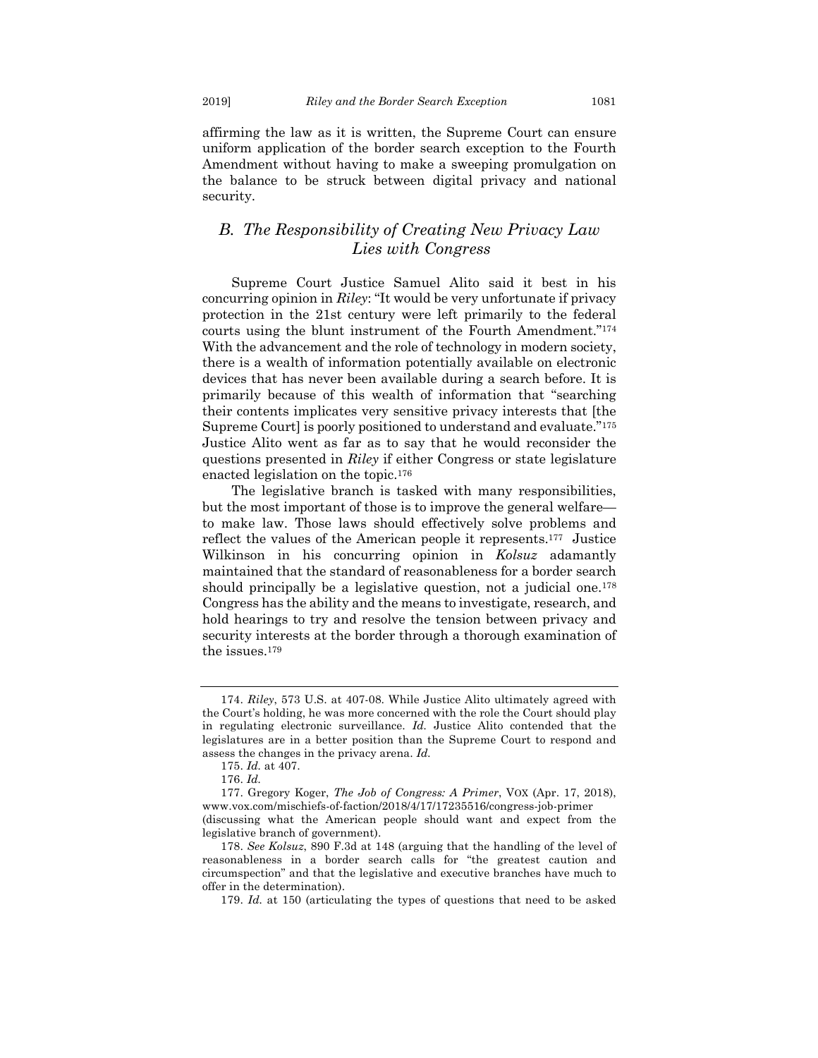affirming the law as it is written, the Supreme Court can ensure uniform application of the border search exception to the Fourth Amendment without having to make a sweeping promulgation on the balance to be struck between digital privacy and national security.

### *B. The Responsibility of Creating New Privacy Law Lies with Congress*

Supreme Court Justice Samuel Alito said it best in his concurring opinion in *Riley*: "It would be very unfortunate if privacy protection in the 21st century were left primarily to the federal courts using the blunt instrument of the Fourth Amendment."[174] With the advancement and the role of technology in modern society, there is a wealth of information potentially available on electronic devices that has never been available during a search before. It is primarily because of this wealth of information that "searching their contents implicates very sensitive privacy interests that [the Supreme Court] is poorly positioned to understand and evaluate."[175] Justice Alito went as far as to say that he would reconsider the questions presented in *Riley* if either Congress or state legislature enacted legislation on the topic.[176]

The legislative branch is tasked with many responsibilities, but the most important of those is to improve the general welfare—to make law. Those laws should effectively solve problems and reflect the values of the American people it represents.[177] Justice Wilkinson in his concurring opinion in *Kolsuz* adamantly maintained that the standard of reasonableness for a border search should principally be a legislative question, not a judicial one.[178] Congress has the ability and the means to investigate, research, and hold hearings to try and resolve the tension between privacy and security interests at the border through a thorough examination of the issues.[179]

---

174. *Riley*, 573 U.S. at 407-08. While Justice Alito ultimately agreed with the Court's holding, he was more concerned with the role the Court should play in regulating electronic surveillance. *Id.* Justice Alito contended that the legislatures are in a better position than the Supreme Court to respond and assess the changes in the privacy arena. *Id.*

175. *Id.* at 407.

176. *Id.*

177. Gregory Koger, *The Job of Congress: A Primer*, VOX (Apr. 17, 2018), www.vox.com/mischiefs-of-faction/2018/4/17/17235516/congress-job-primer (discussing what the American people should want and expect from the legislative branch of government).

178. *See Kolsuz*, 890 F.3d at 148 (arguing that the handling of the level of reasonableness in a border search calls for "the greatest caution and circumspection" and that the legislative and executive branches have much to offer in the determination).

179. *Id.* at 150 (articulating the types of questions that need to be asked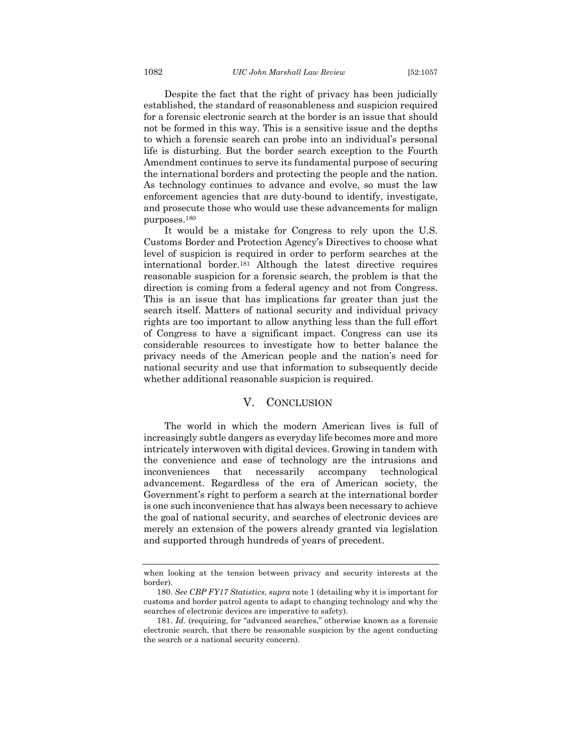Despite the fact that the right of privacy has been judicially established, the standard of reasonableness and suspicion required for a forensic electronic search at the border is an issue that should not be formed in this way. This is a sensitive issue and the depths to which a forensic search can probe into an individual's personal life is disturbing. But the border search exception to the Fourth Amendment continues to serve its fundamental purpose of securing the international borders and protecting the people and the nation. As technology continues to advance and evolve, so must the law enforcement agencies that are duty-bound to identify, investigate, and prosecute those who would use these advancements for malign purposes.[180]

It would be a mistake for Congress to rely upon the U.S. Customs Border and Protection Agency's Directives to choose what level of suspicion is required in order to perform searches at the international border.[181] Although the latest directive requires reasonable suspicion for a forensic search, the problem is that the direction is coming from a federal agency and not from Congress. This is an issue that has implications far greater than just the search itself. Matters of national security and individual privacy rights are too important to allow anything less than the full effort of Congress to have a significant impact. Congress can use its considerable resources to investigate how to better balance the privacy needs of the American people and the nation's need for national security and use that information to subsequently decide whether additional reasonable suspicion is required.

## V. CONCLUSION

The world in which the modern American lives is full of increasingly subtle dangers as everyday life becomes more and more intricately interwoven with digital devices. Growing in tandem with the convenience and ease of technology are the intrusions and inconveniences that necessarily accompany technological advancement. Regardless of the era of American society, the Government's right to perform a search at the international border is one such inconvenience that has always been necessary to achieve the goal of national security, and searches of electronic devices are merely an extension of the powers already granted via legislation and supported through hundreds of years of precedent.

---

when looking at the tension between privacy and security interests at the border).

180. *See CBP FY17 Statistics*, *supra* note 1 (detailing why it is important for customs and border patrol agents to adapt to changing technology and why the searches of electronic devices are imperative to safety).

181. *Id.* (requiring, for "advanced searches," otherwise known as a forensic electronic search, that there be reasonable suspicion by the agent conducting the search or a national security concern).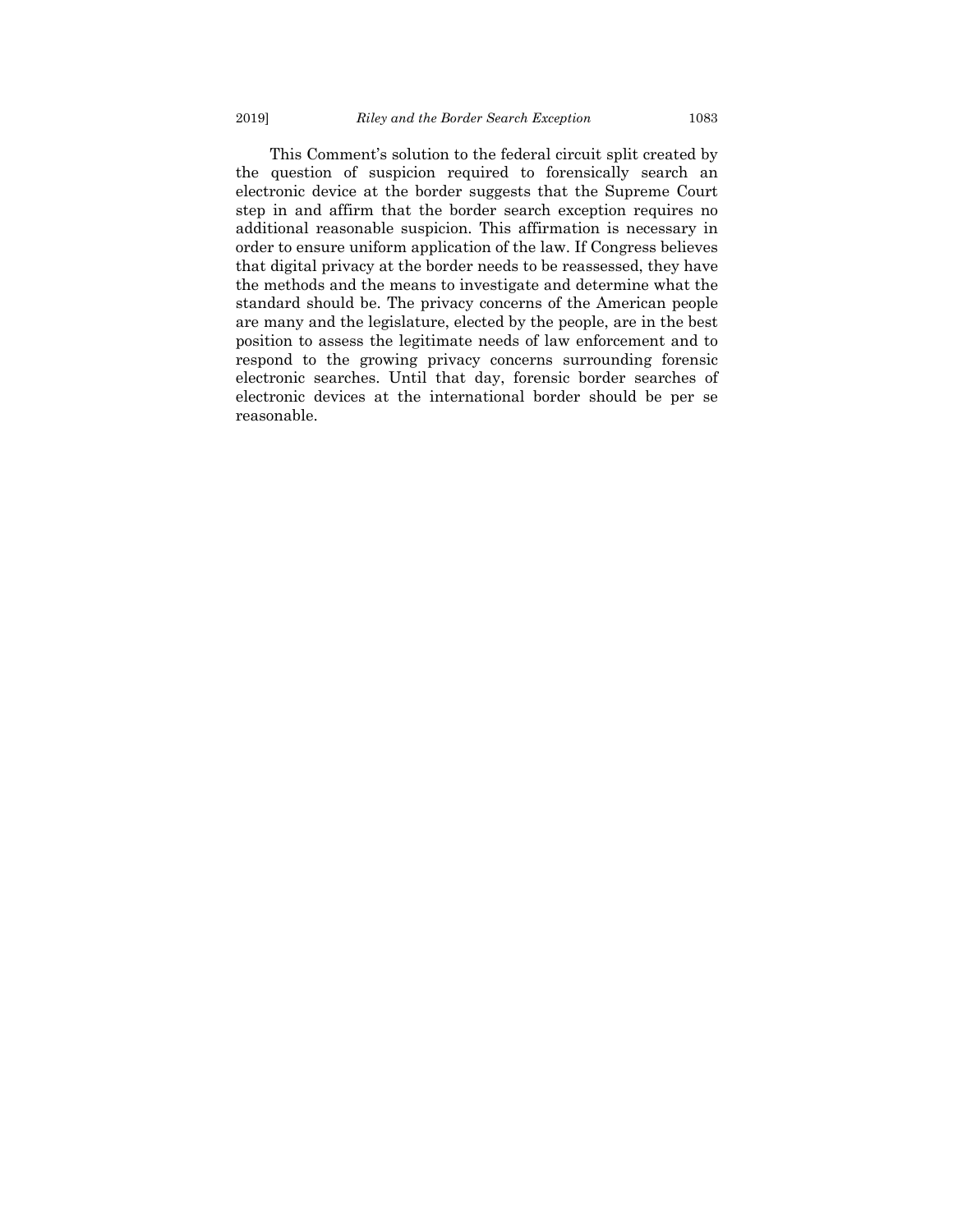This Comment's solution to the federal circuit split created by the question of suspicion required to forensically search an electronic device at the border suggests that the Supreme Court step in and affirm that the border search exception requires no additional reasonable suspicion. This affirmation is necessary in order to ensure uniform application of the law. If Congress believes that digital privacy at the border needs to be reassessed, they have the methods and the means to investigate and determine what the standard should be. The privacy concerns of the American people are many and the legislature, elected by the people, are in the best position to assess the legitimate needs of law enforcement and to respond to the growing privacy concerns surrounding forensic electronic searches. Until that day, forensic border searches of electronic devices at the international border should be per se reasonable.